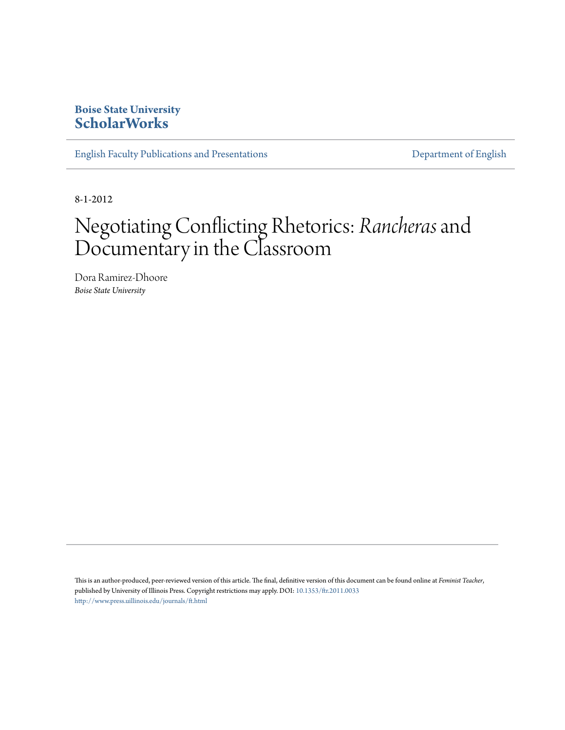**Boise State University**
**ScholarWorks**

English Faculty Publications and Presentations

Department of English

8-1-2012

# Negotiating Conflicting Rhetorics: *Rancheras* and Documentary in the Classroom

Dora Ramirez-Dhoore
*Boise State University*

This is an author-produced, peer-reviewed version of this article. The final, definitive version of this document can be found online at *Feminist Teacher*, published by University of Illinois Press. Copyright restrictions may apply. DOI: 10.1353/ftr.2011.0033
http://www.press.uillinois.edu/journals/ft.html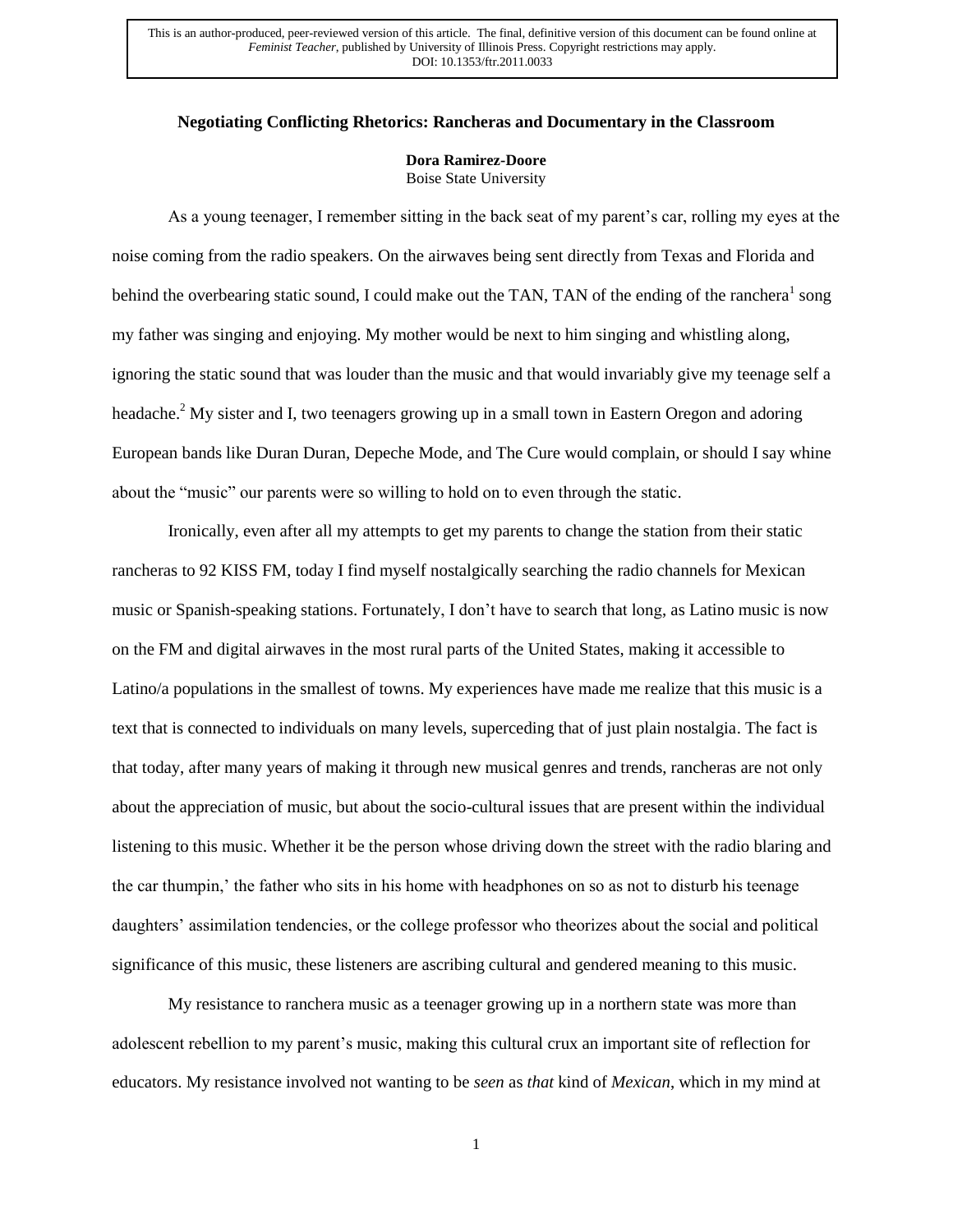This is an author-produced, peer-reviewed version of this article. The final, definitive version of this document can be found online at *Feminist Teacher*, published by University of Illinois Press. Copyright restrictions may apply. DOI: 10.1353/ftr.2011.0033

**Negotiating Conflicting Rhetorics: Rancheras and Documentary in the Classroom**

**Dora Ramirez-Doore**
Boise State University

As a young teenager, I remember sitting in the back seat of my parent's car, rolling my eyes at the noise coming from the radio speakers. On the airwaves being sent directly from Texas and Florida and behind the overbearing static sound, I could make out the TAN, TAN of the ending of the ranchera[1] song my father was singing and enjoying. My mother would be next to him singing and whistling along, ignoring the static sound that was louder than the music and that would invariably give my teenage self a headache.[2] My sister and I, two teenagers growing up in a small town in Eastern Oregon and adoring European bands like Duran Duran, Depeche Mode, and The Cure would complain, or should I say whine about the "music" our parents were so willing to hold on to even through the static.

Ironically, even after all my attempts to get my parents to change the station from their static rancheras to 92 KISS FM, today I find myself nostalgically searching the radio channels for Mexican music or Spanish-speaking stations. Fortunately, I don't have to search that long, as Latino music is now on the FM and digital airwaves in the most rural parts of the United States, making it accessible to Latino/a populations in the smallest of towns. My experiences have made me realize that this music is a text that is connected to individuals on many levels, superceding that of just plain nostalgia. The fact is that today, after many years of making it through new musical genres and trends, rancheras are not only about the appreciation of music, but about the socio-cultural issues that are present within the individual listening to this music. Whether it be the person whose driving down the street with the radio blaring and the car thumpin,' the father who sits in his home with headphones on so as not to disturb his teenage daughters' assimilation tendencies, or the college professor who theorizes about the social and political significance of this music, these listeners are ascribing cultural and gendered meaning to this music.

My resistance to ranchera music as a teenager growing up in a northern state was more than adolescent rebellion to my parent's music, making this cultural crux an important site of reflection for educators. My resistance involved not wanting to be *seen* as *that* kind of *Mexican*, which in my mind at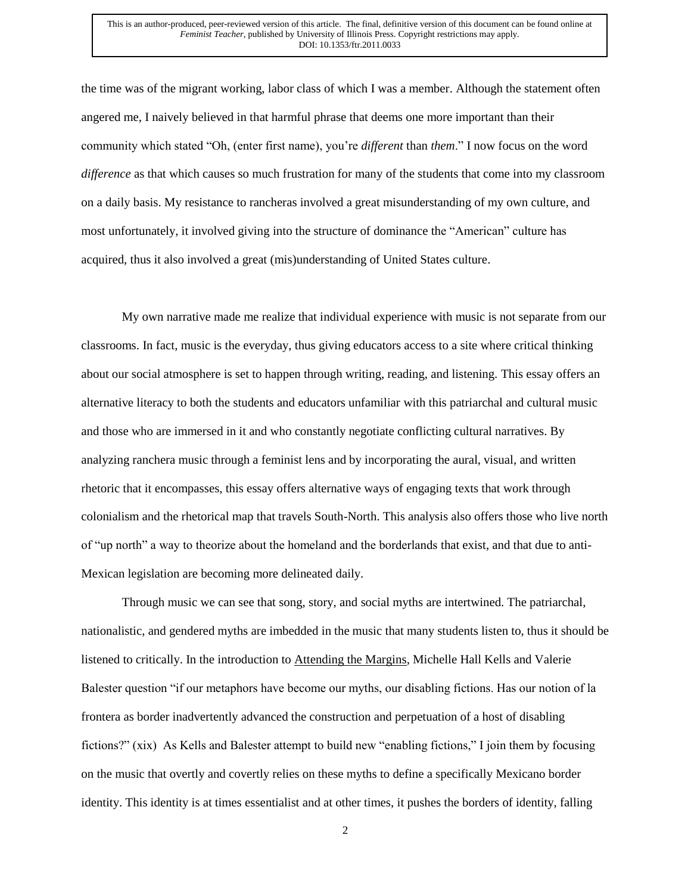the time was of the migrant working, labor class of which I was a member. Although the statement often angered me, I naively believed in that harmful phrase that deems one more important than their community which stated "Oh, (enter first name), you're *different* than *them*." I now focus on the word *difference* as that which causes so much frustration for many of the students that come into my classroom on a daily basis. My resistance to rancheras involved a great misunderstanding of my own culture, and most unfortunately, it involved giving into the structure of dominance the "American" culture has acquired, thus it also involved a great (mis)understanding of United States culture.

My own narrative made me realize that individual experience with music is not separate from our classrooms. In fact, music is the everyday, thus giving educators access to a site where critical thinking about our social atmosphere is set to happen through writing, reading, and listening. This essay offers an alternative literacy to both the students and educators unfamiliar with this patriarchal and cultural music and those who are immersed in it and who constantly negotiate conflicting cultural narratives. By analyzing ranchera music through a feminist lens and by incorporating the aural, visual, and written rhetoric that it encompasses, this essay offers alternative ways of engaging texts that work through colonialism and the rhetorical map that travels South-North. This analysis also offers those who live north of "up north" a way to theorize about the homeland and the borderlands that exist, and that due to anti-Mexican legislation are becoming more delineated daily.

Through music we can see that song, story, and social myths are intertwined. The patriarchal, nationalistic, and gendered myths are imbedded in the music that many students listen to, thus it should be listened to critically. In the introduction to Attending the Margins, Michelle Hall Kells and Valerie Balester question "if our metaphors have become our myths, our disabling fictions. Has our notion of la frontera as border inadvertently advanced the construction and perpetuation of a host of disabling fictions?" (xix) As Kells and Balester attempt to build new "enabling fictions," I join them by focusing on the music that overtly and covertly relies on these myths to define a specifically Mexicano border identity. This identity is at times essentialist and at other times, it pushes the borders of identity, falling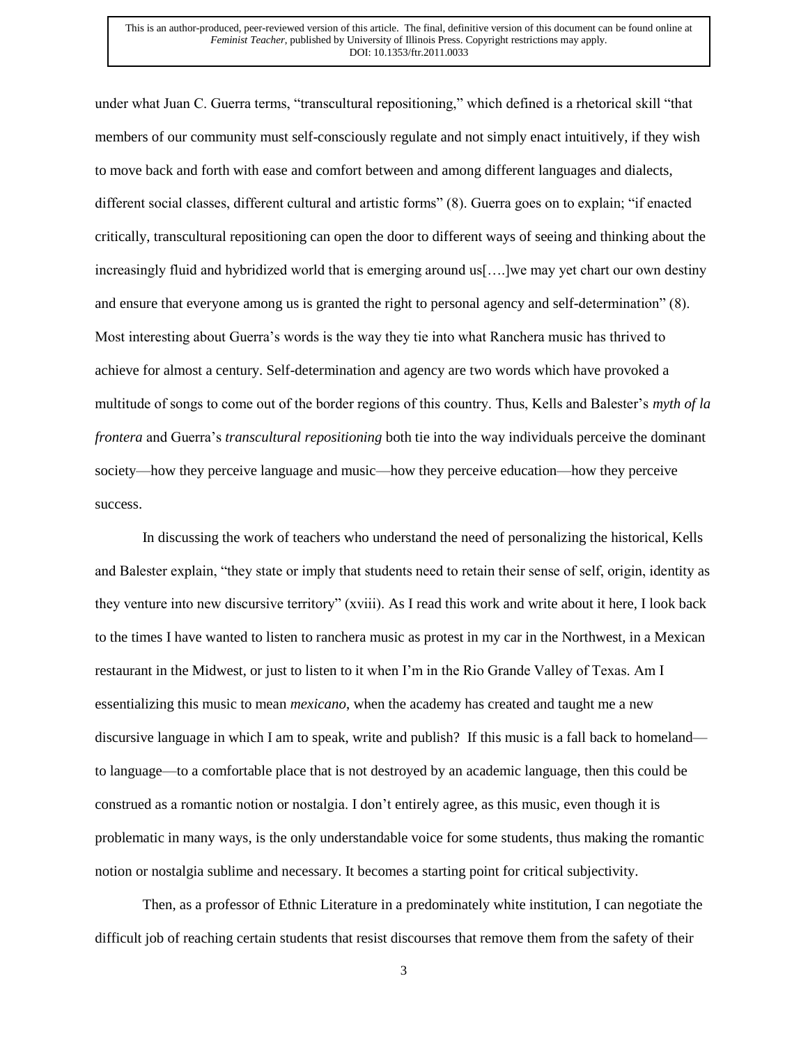under what Juan C. Guerra terms, "transcultural repositioning," which defined is a rhetorical skill "that members of our community must self-consciously regulate and not simply enact intuitively, if they wish to move back and forth with ease and comfort between and among different languages and dialects, different social classes, different cultural and artistic forms" (8). Guerra goes on to explain; "if enacted critically, transcultural repositioning can open the door to different ways of seeing and thinking about the increasingly fluid and hybridized world that is emerging around us[….]we may yet chart our own destiny and ensure that everyone among us is granted the right to personal agency and self-determination" (8). Most interesting about Guerra's words is the way they tie into what Ranchera music has thrived to achieve for almost a century. Self-determination and agency are two words which have provoked a multitude of songs to come out of the border regions of this country. Thus, Kells and Balester's *myth of la frontera* and Guerra's *transcultural repositioning* both tie into the way individuals perceive the dominant society—how they perceive language and music—how they perceive education—how they perceive success.

In discussing the work of teachers who understand the need of personalizing the historical, Kells and Balester explain, "they state or imply that students need to retain their sense of self, origin, identity as they venture into new discursive territory" (xviii). As I read this work and write about it here, I look back to the times I have wanted to listen to ranchera music as protest in my car in the Northwest, in a Mexican restaurant in the Midwest, or just to listen to it when I'm in the Rio Grande Valley of Texas. Am I essentializing this music to mean *mexicano*, when the academy has created and taught me a new discursive language in which I am to speak, write and publish? If this music is a fall back to homeland—to language—to a comfortable place that is not destroyed by an academic language, then this could be construed as a romantic notion or nostalgia. I don't entirely agree, as this music, even though it is problematic in many ways, is the only understandable voice for some students, thus making the romantic notion or nostalgia sublime and necessary. It becomes a starting point for critical subjectivity.

Then, as a professor of Ethnic Literature in a predominately white institution, I can negotiate the difficult job of reaching certain students that resist discourses that remove them from the safety of their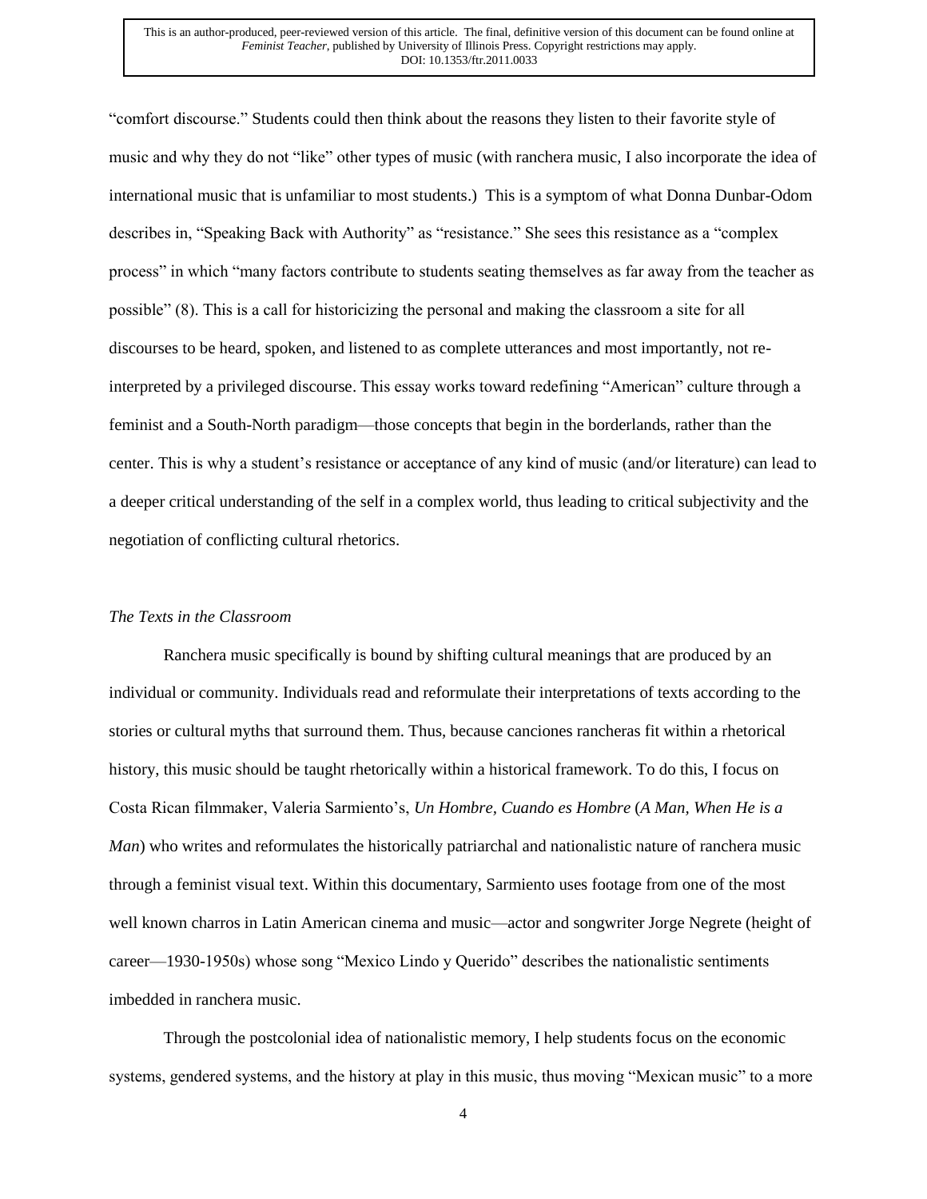"comfort discourse." Students could then think about the reasons they listen to their favorite style of music and why they do not "like" other types of music (with ranchera music, I also incorporate the idea of international music that is unfamiliar to most students.) This is a symptom of what Donna Dunbar-Odom describes in, "Speaking Back with Authority" as "resistance." She sees this resistance as a "complex process" in which "many factors contribute to students seating themselves as far away from the teacher as possible" (8). This is a call for historicizing the personal and making the classroom a site for all discourses to be heard, spoken, and listened to as complete utterances and most importantly, not re-interpreted by a privileged discourse. This essay works toward redefining "American" culture through a feminist and a South-North paradigm—those concepts that begin in the borderlands, rather than the center. This is why a student's resistance or acceptance of any kind of music (and/or literature) can lead to a deeper critical understanding of the self in a complex world, thus leading to critical subjectivity and the negotiation of conflicting cultural rhetorics.

*The Texts in the Classroom*

Ranchera music specifically is bound by shifting cultural meanings that are produced by an individual or community. Individuals read and reformulate their interpretations of texts according to the stories or cultural myths that surround them. Thus, because canciones rancheras fit within a rhetorical history, this music should be taught rhetorically within a historical framework. To do this, I focus on Costa Rican filmmaker, Valeria Sarmiento's, *Un Hombre, Cuando es Hombre* (*A Man, When He is a Man*) who writes and reformulates the historically patriarchal and nationalistic nature of ranchera music through a feminist visual text. Within this documentary, Sarmiento uses footage from one of the most well known charros in Latin American cinema and music—actor and songwriter Jorge Negrete (height of career—1930-1950s) whose song "Mexico Lindo y Querido" describes the nationalistic sentiments imbedded in ranchera music.

Through the postcolonial idea of nationalistic memory, I help students focus on the economic systems, gendered systems, and the history at play in this music, thus moving "Mexican music" to a more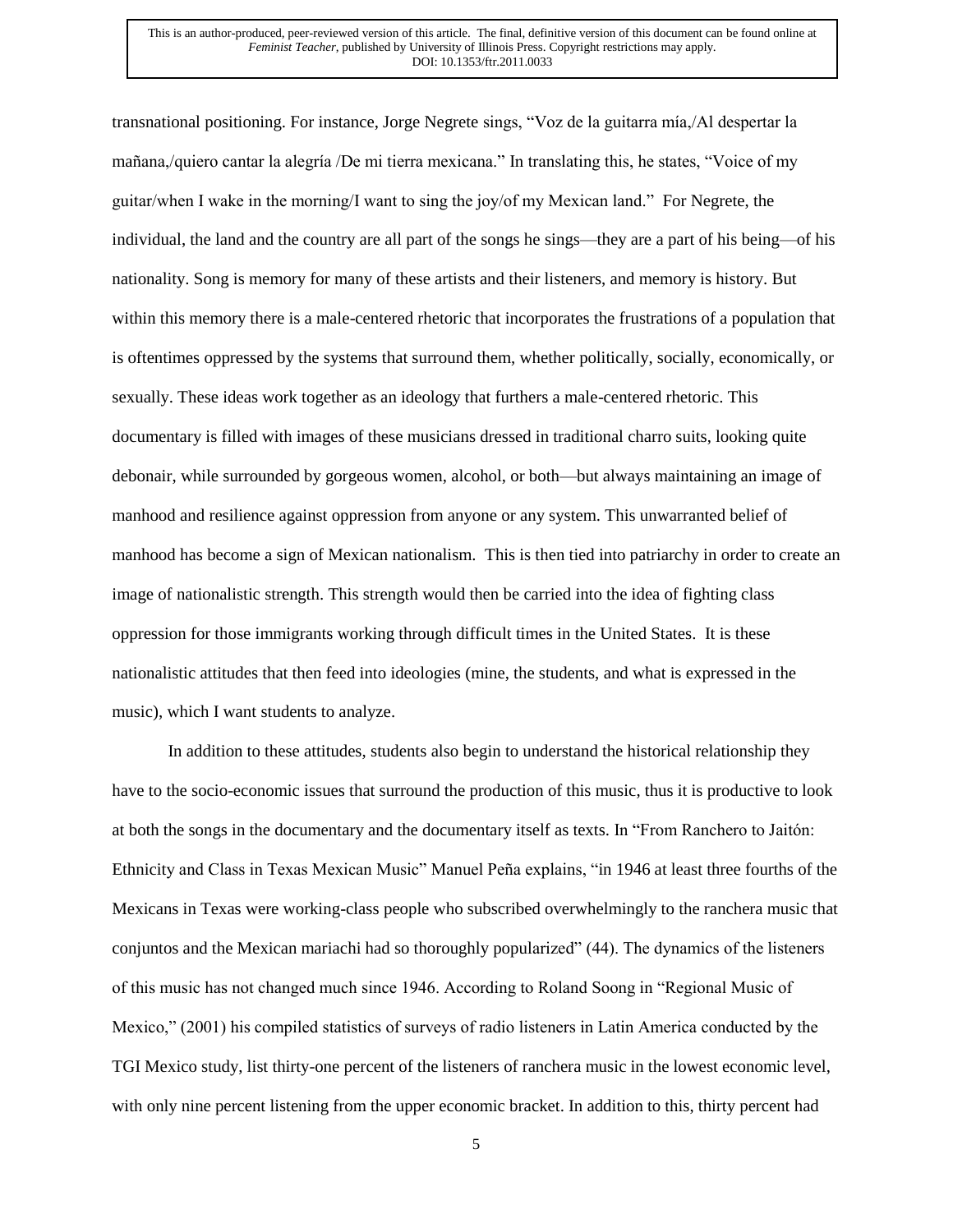transnational positioning. For instance, Jorge Negrete sings, "Voz de la guitarra mía,/Al despertar la mañana,/quiero cantar la alegría /De mi tierra mexicana." In translating this, he states, "Voice of my guitar/when I wake in the morning/I want to sing the joy/of my Mexican land." For Negrete, the individual, the land and the country are all part of the songs he sings—they are a part of his being—of his nationality. Song is memory for many of these artists and their listeners, and memory is history. But within this memory there is a male-centered rhetoric that incorporates the frustrations of a population that is oftentimes oppressed by the systems that surround them, whether politically, socially, economically, or sexually. These ideas work together as an ideology that furthers a male-centered rhetoric. This documentary is filled with images of these musicians dressed in traditional charro suits, looking quite debonair, while surrounded by gorgeous women, alcohol, or both—but always maintaining an image of manhood and resilience against oppression from anyone or any system. This unwarranted belief of manhood has become a sign of Mexican nationalism. This is then tied into patriarchy in order to create an image of nationalistic strength. This strength would then be carried into the idea of fighting class oppression for those immigrants working through difficult times in the United States. It is these nationalistic attitudes that then feed into ideologies (mine, the students, and what is expressed in the music), which I want students to analyze.

In addition to these attitudes, students also begin to understand the historical relationship they have to the socio-economic issues that surround the production of this music, thus it is productive to look at both the songs in the documentary and the documentary itself as texts. In "From Ranchero to Jaitón: Ethnicity and Class in Texas Mexican Music" Manuel Peña explains, "in 1946 at least three fourths of the Mexicans in Texas were working-class people who subscribed overwhelmingly to the ranchera music that conjuntos and the Mexican mariachi had so thoroughly popularized" (44). The dynamics of the listeners of this music has not changed much since 1946. According to Roland Soong in "Regional Music of Mexico," (2001) his compiled statistics of surveys of radio listeners in Latin America conducted by the TGI Mexico study, list thirty-one percent of the listeners of ranchera music in the lowest economic level, with only nine percent listening from the upper economic bracket. In addition to this, thirty percent had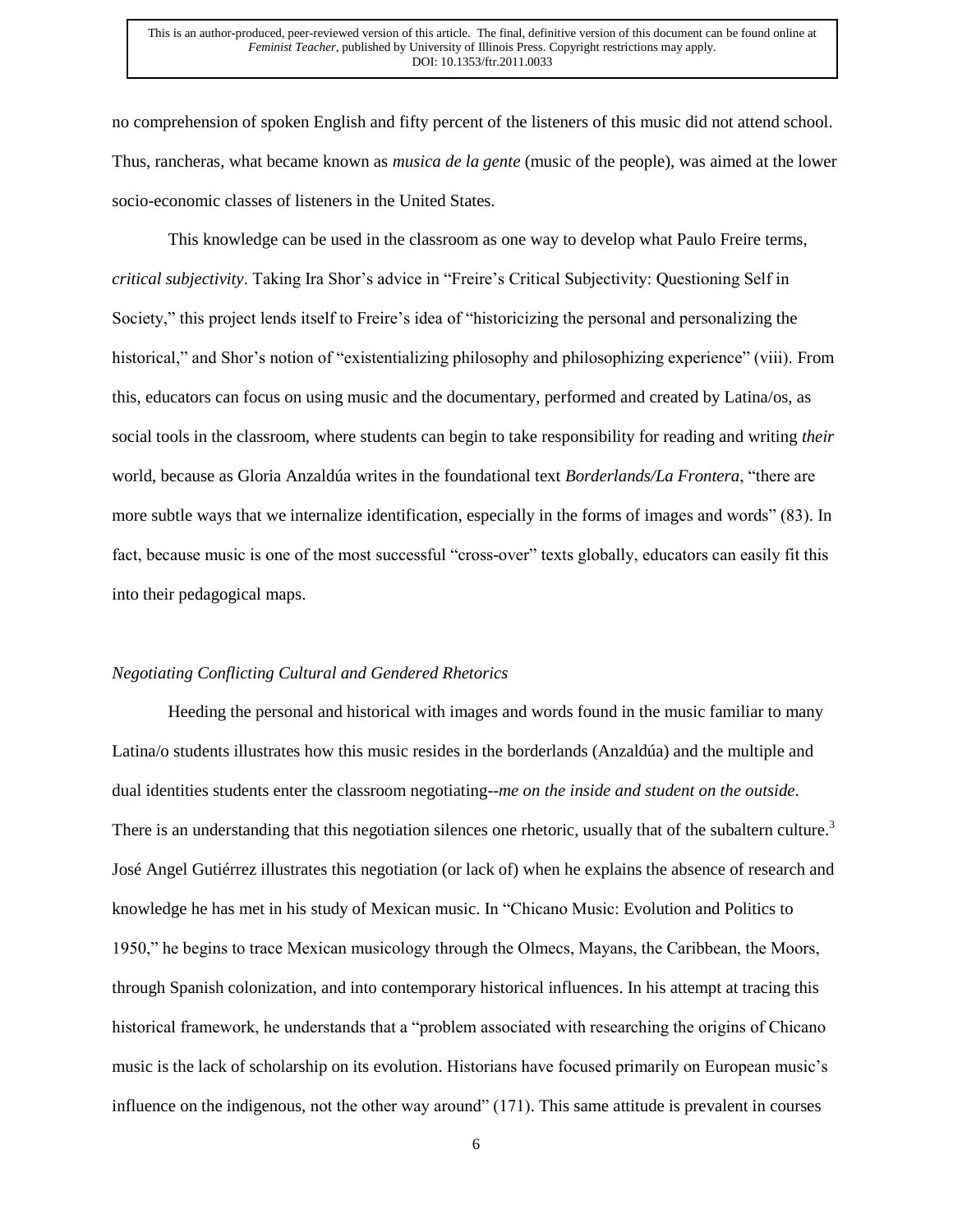no comprehension of spoken English and fifty percent of the listeners of this music did not attend school. Thus, rancheras, what became known as *musica de la gente* (music of the people), was aimed at the lower socio-economic classes of listeners in the United States.

This knowledge can be used in the classroom as one way to develop what Paulo Freire terms, *critical subjectivity*. Taking Ira Shor's advice in "Freire's Critical Subjectivity: Questioning Self in Society," this project lends itself to Freire's idea of "historicizing the personal and personalizing the historical," and Shor's notion of "existentializing philosophy and philosophizing experience" (viii). From this, educators can focus on using music and the documentary, performed and created by Latina/os, as social tools in the classroom, where students can begin to take responsibility for reading and writing *their* world, because as Gloria Anzaldúa writes in the foundational text *Borderlands/La Frontera*, "there are more subtle ways that we internalize identification, especially in the forms of images and words" (83). In fact, because music is one of the most successful "cross-over" texts globally, educators can easily fit this into their pedagogical maps.

*Negotiating Conflicting Cultural and Gendered Rhetorics*

Heeding the personal and historical with images and words found in the music familiar to many Latina/o students illustrates how this music resides in the borderlands (Anzaldúa) and the multiple and dual identities students enter the classroom negotiating--*me on the inside and student on the outside*. There is an understanding that this negotiation silences one rhetoric, usually that of the subaltern culture.[3] José Angel Gutiérrez illustrates this negotiation (or lack of) when he explains the absence of research and knowledge he has met in his study of Mexican music. In "Chicano Music: Evolution and Politics to 1950," he begins to trace Mexican musicology through the Olmecs, Mayans, the Caribbean, the Moors, through Spanish colonization, and into contemporary historical influences. In his attempt at tracing this historical framework, he understands that a "problem associated with researching the origins of Chicano music is the lack of scholarship on its evolution. Historians have focused primarily on European music's influence on the indigenous, not the other way around" (171). This same attitude is prevalent in courses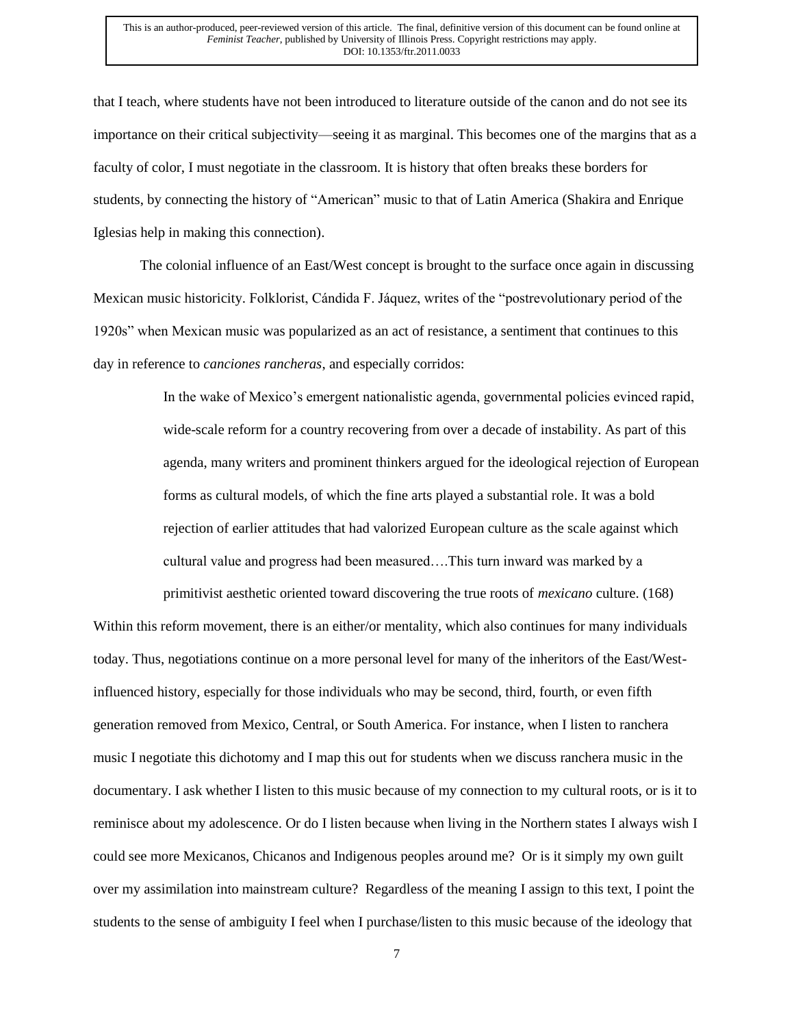that I teach, where students have not been introduced to literature outside of the canon and do not see its importance on their critical subjectivity—seeing it as marginal. This becomes one of the margins that as a faculty of color, I must negotiate in the classroom. It is history that often breaks these borders for students, by connecting the history of "American" music to that of Latin America (Shakira and Enrique Iglesias help in making this connection).

The colonial influence of an East/West concept is brought to the surface once again in discussing Mexican music historicity. Folklorist, Cándida F. Jáquez, writes of the "postrevolutionary period of the 1920s" when Mexican music was popularized as an act of resistance, a sentiment that continues to this day in reference to *canciones rancheras*, and especially corridos:

> In the wake of Mexico's emergent nationalistic agenda, governmental policies evinced rapid, wide-scale reform for a country recovering from over a decade of instability. As part of this agenda, many writers and prominent thinkers argued for the ideological rejection of European forms as cultural models, of which the fine arts played a substantial role. It was a bold rejection of earlier attitudes that had valorized European culture as the scale against which cultural value and progress had been measured….This turn inward was marked by a primitivist aesthetic oriented toward discovering the true roots of *mexicano* culture. (168)

Within this reform movement, there is an either/or mentality, which also continues for many individuals today. Thus, negotiations continue on a more personal level for many of the inheritors of the East/West-influenced history, especially for those individuals who may be second, third, fourth, or even fifth generation removed from Mexico, Central, or South America. For instance, when I listen to ranchera music I negotiate this dichotomy and I map this out for students when we discuss ranchera music in the documentary. I ask whether I listen to this music because of my connection to my cultural roots, or is it to reminisce about my adolescence. Or do I listen because when living in the Northern states I always wish I could see more Mexicanos, Chicanos and Indigenous peoples around me? Or is it simply my own guilt over my assimilation into mainstream culture? Regardless of the meaning I assign to this text, I point the students to the sense of ambiguity I feel when I purchase/listen to this music because of the ideology that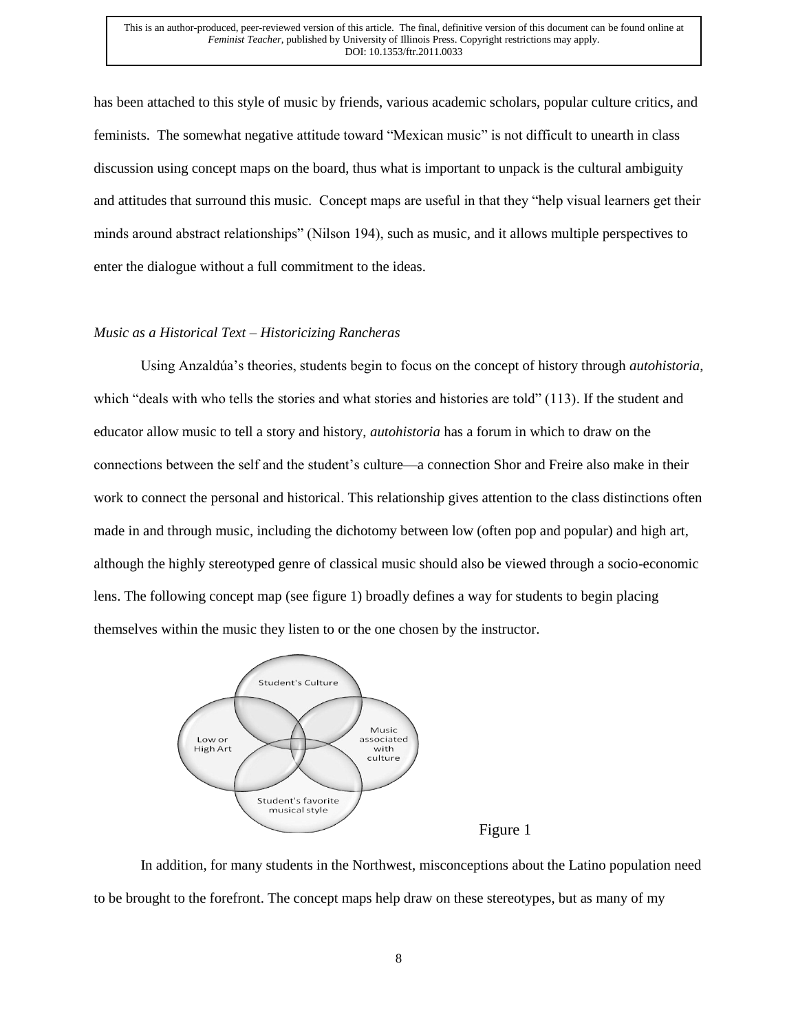has been attached to this style of music by friends, various academic scholars, popular culture critics, and feminists. The somewhat negative attitude toward "Mexican music" is not difficult to unearth in class discussion using concept maps on the board, thus what is important to unpack is the cultural ambiguity and attitudes that surround this music. Concept maps are useful in that they "help visual learners get their minds around abstract relationships" (Nilson 194), such as music, and it allows multiple perspectives to enter the dialogue without a full commitment to the ideas.

### *Music as a Historical Text – Historicizing Rancheras*

Using Anzaldúa's theories, students begin to focus on the concept of history through *autohistoria,* which "deals with who tells the stories and what stories and histories are told" (113). If the student and educator allow music to tell a story and history, *autohistoria* has a forum in which to draw on the connections between the self and the student's culture—a connection Shor and Freire also make in their work to connect the personal and historical. This relationship gives attention to the class distinctions often made in and through music, including the dichotomy between low (often pop and popular) and high art, although the highly stereotyped genre of classical music should also be viewed through a socio-economic lens. The following concept map (see figure 1) broadly defines a way for students to begin placing themselves within the music they listen to or the one chosen by the instructor.

Student's Culture

Low or High Art

Music associated with culture

Student's favorite musical style

Figure 1

In addition, for many students in the Northwest, misconceptions about the Latino population need to be brought to the forefront. The concept maps help draw on these stereotypes, but as many of my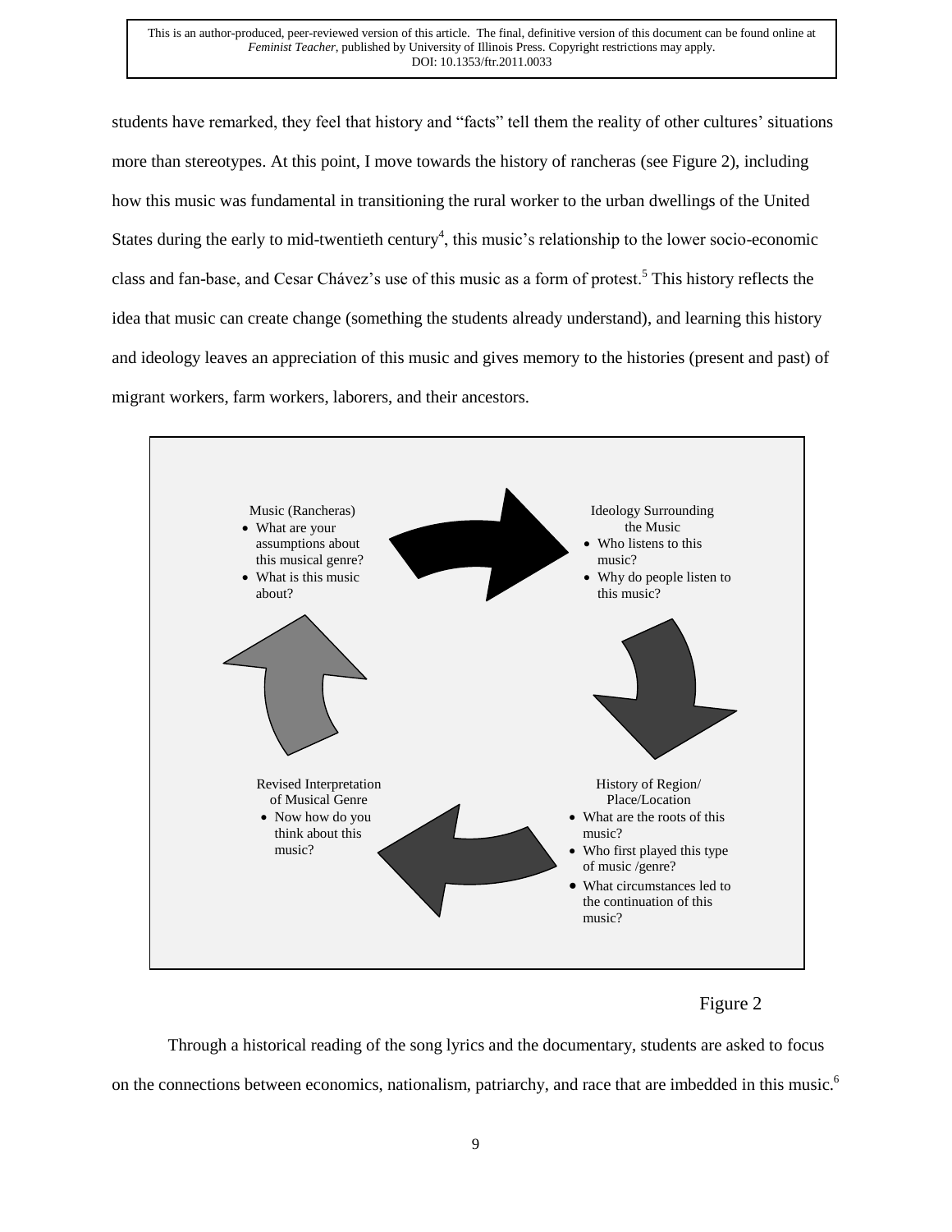students have remarked, they feel that history and "facts" tell them the reality of other cultures' situations more than stereotypes. At this point, I move towards the history of rancheras (see Figure 2), including how this music was fundamental in transitioning the rural worker to the urban dwellings of the United States during the early to mid-twentieth century[4], this music's relationship to the lower socio-economic class and fan-base, and Cesar Chávez's use of this music as a form of protest.[5] This history reflects the idea that music can create change (something the students already understand), and learning this history and ideology leaves an appreciation of this music and gives memory to the histories (present and past) of migrant workers, farm workers, laborers, and their ancestors.

Music (Rancheras)
- What are your assumptions about this musical genre?
- What is this music about?

Ideology Surrounding the Music
- Who listens to this music?
- Why do people listen to this music?

History of Region/ Place/Location
- What are the roots of this music?
- Who first played this type of music /genre?
- What circumstances led to the continuation of this music?

Revised Interpretation of Musical Genre
- Now how do you think about this music?

Figure 2

Through a historical reading of the song lyrics and the documentary, students are asked to focus on the connections between economics, nationalism, patriarchy, and race that are imbedded in this music.[6]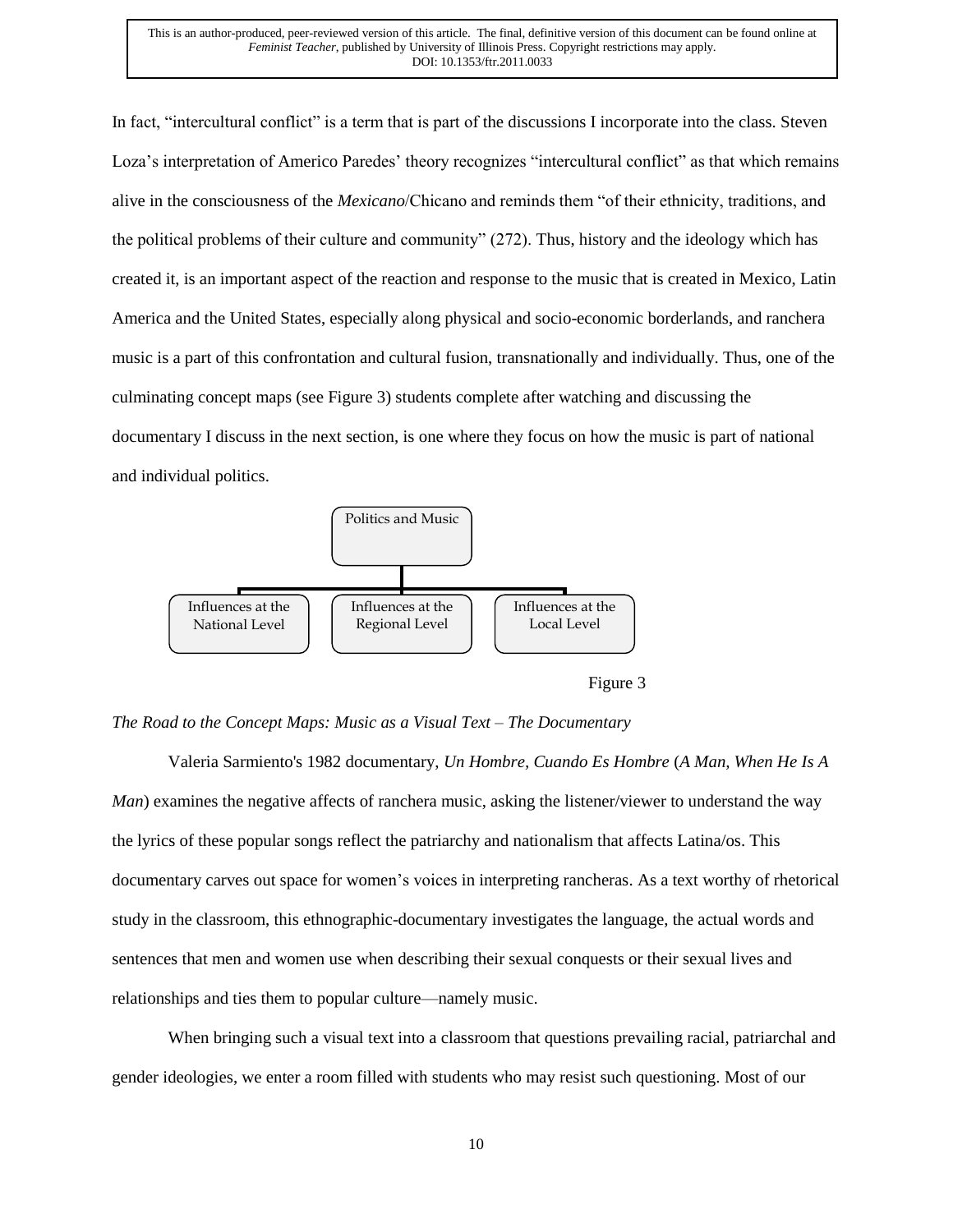In fact, "intercultural conflict" is a term that is part of the discussions I incorporate into the class. Steven Loza's interpretation of Americo Paredes' theory recognizes "intercultural conflict" as that which remains alive in the consciousness of the *Mexicano*/Chicano and reminds them "of their ethnicity, traditions, and the political problems of their culture and community" (272). Thus, history and the ideology which has created it, is an important aspect of the reaction and response to the music that is created in Mexico, Latin America and the United States, especially along physical and socio-economic borderlands, and ranchera music is a part of this confrontation and cultural fusion, transnationally and individually. Thus, one of the culminating concept maps (see Figure 3) students complete after watching and discussing the documentary I discuss in the next section, is one where they focus on how the music is part of national and individual politics.

Politics and Music

Influences at the National Level

Influences at the Regional Level

Influences at the Local Level

Figure 3

*The Road to the Concept Maps: Music as a Visual Text – The Documentary*

Valeria Sarmiento's 1982 documentary, *Un Hombre, Cuando Es Hombre* (*A Man, When He Is A Man*) examines the negative affects of ranchera music, asking the listener/viewer to understand the way the lyrics of these popular songs reflect the patriarchy and nationalism that affects Latina/os. This documentary carves out space for women's voices in interpreting rancheras. As a text worthy of rhetorical study in the classroom, this ethnographic-documentary investigates the language, the actual words and sentences that men and women use when describing their sexual conquests or their sexual lives and relationships and ties them to popular culture—namely music.

When bringing such a visual text into a classroom that questions prevailing racial, patriarchal and gender ideologies, we enter a room filled with students who may resist such questioning. Most of our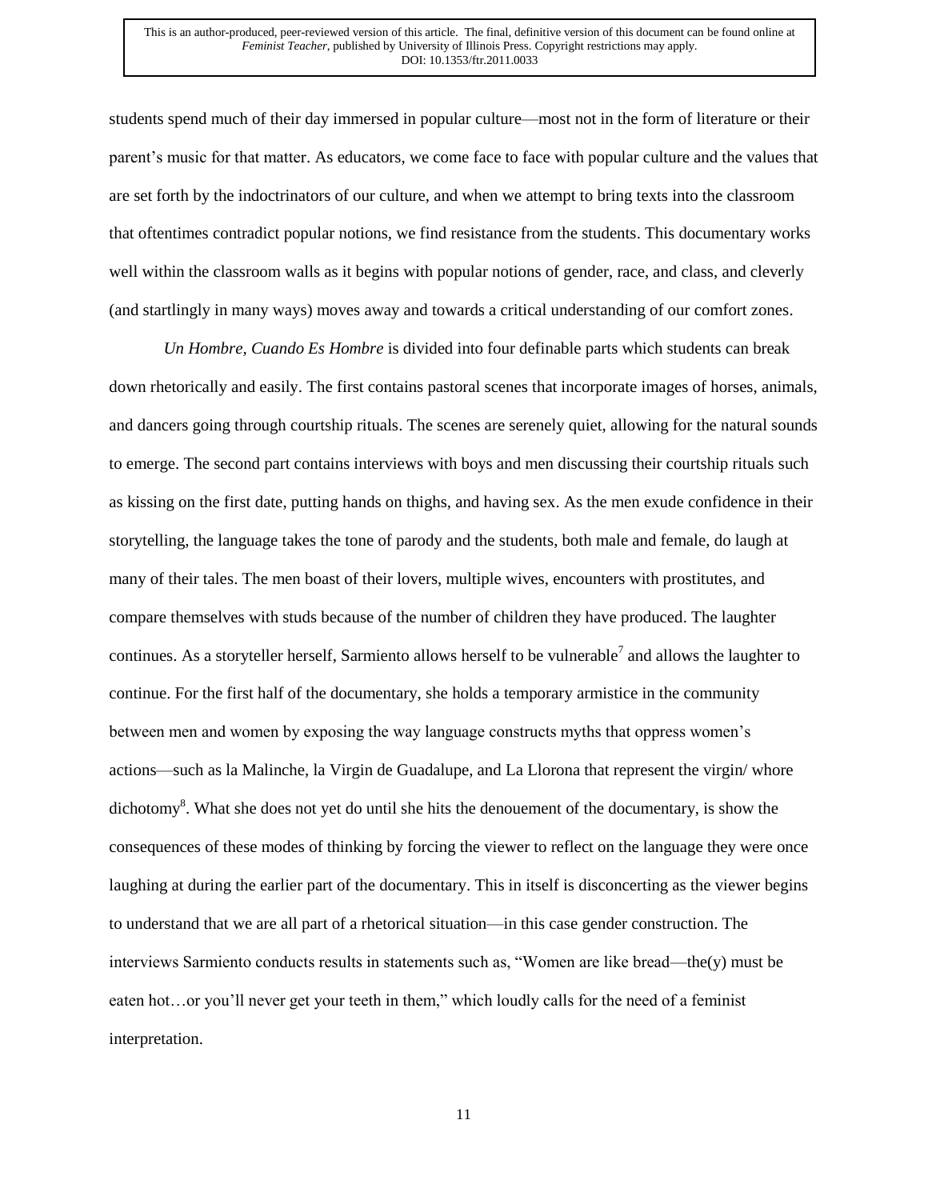students spend much of their day immersed in popular culture—most not in the form of literature or their parent's music for that matter. As educators, we come face to face with popular culture and the values that are set forth by the indoctrinators of our culture, and when we attempt to bring texts into the classroom that oftentimes contradict popular notions, we find resistance from the students. This documentary works well within the classroom walls as it begins with popular notions of gender, race, and class, and cleverly (and startlingly in many ways) moves away and towards a critical understanding of our comfort zones.

*Un Hombre, Cuando Es Hombre* is divided into four definable parts which students can break down rhetorically and easily. The first contains pastoral scenes that incorporate images of horses, animals, and dancers going through courtship rituals. The scenes are serenely quiet, allowing for the natural sounds to emerge. The second part contains interviews with boys and men discussing their courtship rituals such as kissing on the first date, putting hands on thighs, and having sex. As the men exude confidence in their storytelling, the language takes the tone of parody and the students, both male and female, do laugh at many of their tales. The men boast of their lovers, multiple wives, encounters with prostitutes, and compare themselves with studs because of the number of children they have produced. The laughter continues. As a storyteller herself, Sarmiento allows herself to be vulnerable[7] and allows the laughter to continue. For the first half of the documentary, she holds a temporary armistice in the community between men and women by exposing the way language constructs myths that oppress women's actions—such as la Malinche, la Virgin de Guadalupe, and La Llorona that represent the virgin/ whore dichotomy[8]. What she does not yet do until she hits the denouement of the documentary, is show the consequences of these modes of thinking by forcing the viewer to reflect on the language they were once laughing at during the earlier part of the documentary. This in itself is disconcerting as the viewer begins to understand that we are all part of a rhetorical situation—in this case gender construction. The interviews Sarmiento conducts results in statements such as, "Women are like bread—the(y) must be eaten hot…or you'll never get your teeth in them," which loudly calls for the need of a feminist interpretation.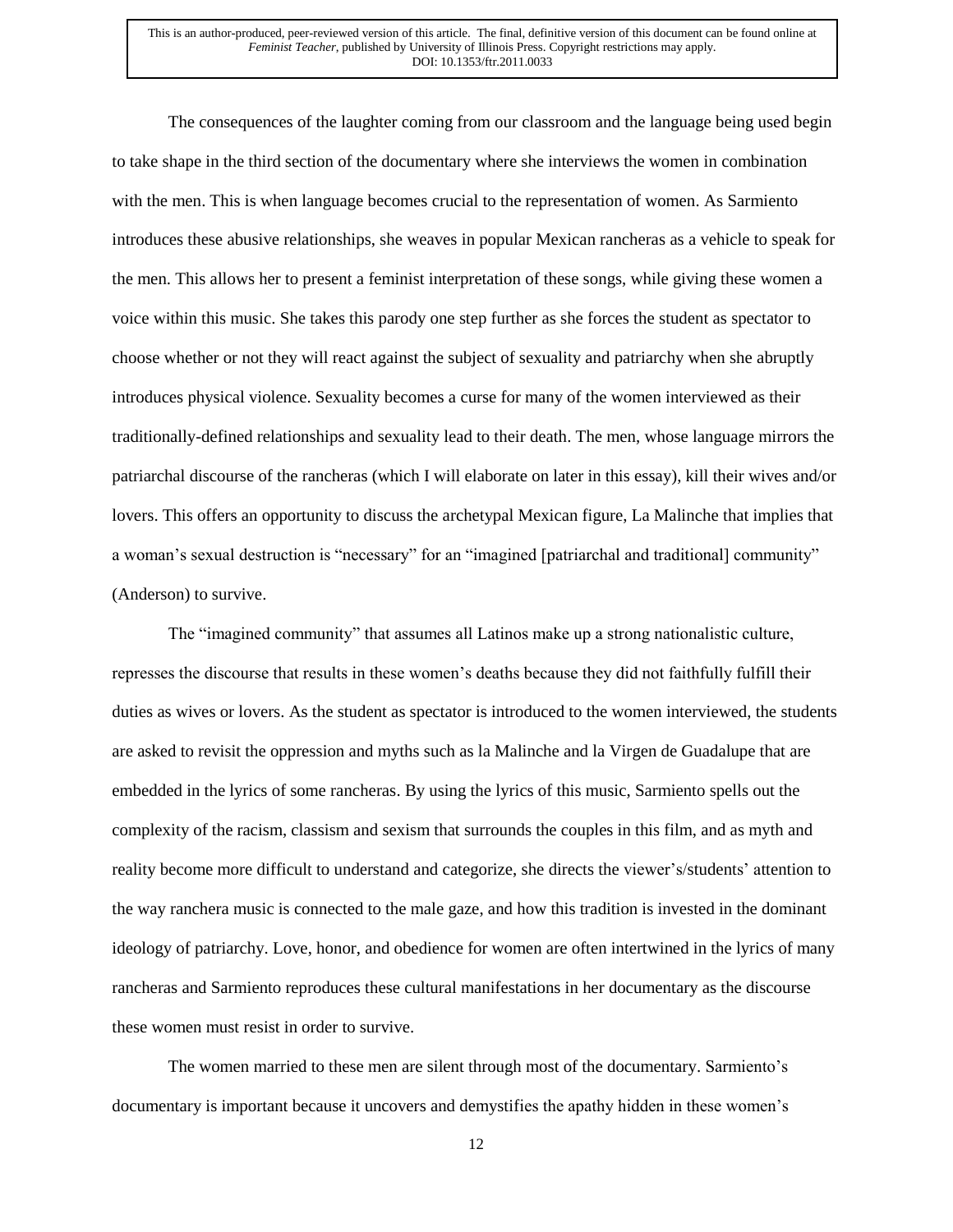The consequences of the laughter coming from our classroom and the language being used begin to take shape in the third section of the documentary where she interviews the women in combination with the men. This is when language becomes crucial to the representation of women. As Sarmiento introduces these abusive relationships, she weaves in popular Mexican rancheras as a vehicle to speak for the men. This allows her to present a feminist interpretation of these songs, while giving these women a voice within this music. She takes this parody one step further as she forces the student as spectator to choose whether or not they will react against the subject of sexuality and patriarchy when she abruptly introduces physical violence. Sexuality becomes a curse for many of the women interviewed as their traditionally-defined relationships and sexuality lead to their death. The men, whose language mirrors the patriarchal discourse of the rancheras (which I will elaborate on later in this essay), kill their wives and/or lovers. This offers an opportunity to discuss the archetypal Mexican figure, La Malinche that implies that a woman's sexual destruction is "necessary" for an "imagined [patriarchal and traditional] community" (Anderson) to survive.

The "imagined community" that assumes all Latinos make up a strong nationalistic culture, represses the discourse that results in these women's deaths because they did not faithfully fulfill their duties as wives or lovers. As the student as spectator is introduced to the women interviewed, the students are asked to revisit the oppression and myths such as la Malinche and la Virgen de Guadalupe that are embedded in the lyrics of some rancheras. By using the lyrics of this music, Sarmiento spells out the complexity of the racism, classism and sexism that surrounds the couples in this film, and as myth and reality become more difficult to understand and categorize, she directs the viewer's/students' attention to the way ranchera music is connected to the male gaze, and how this tradition is invested in the dominant ideology of patriarchy. Love, honor, and obedience for women are often intertwined in the lyrics of many rancheras and Sarmiento reproduces these cultural manifestations in her documentary as the discourse these women must resist in order to survive.

The women married to these men are silent through most of the documentary. Sarmiento's documentary is important because it uncovers and demystifies the apathy hidden in these women's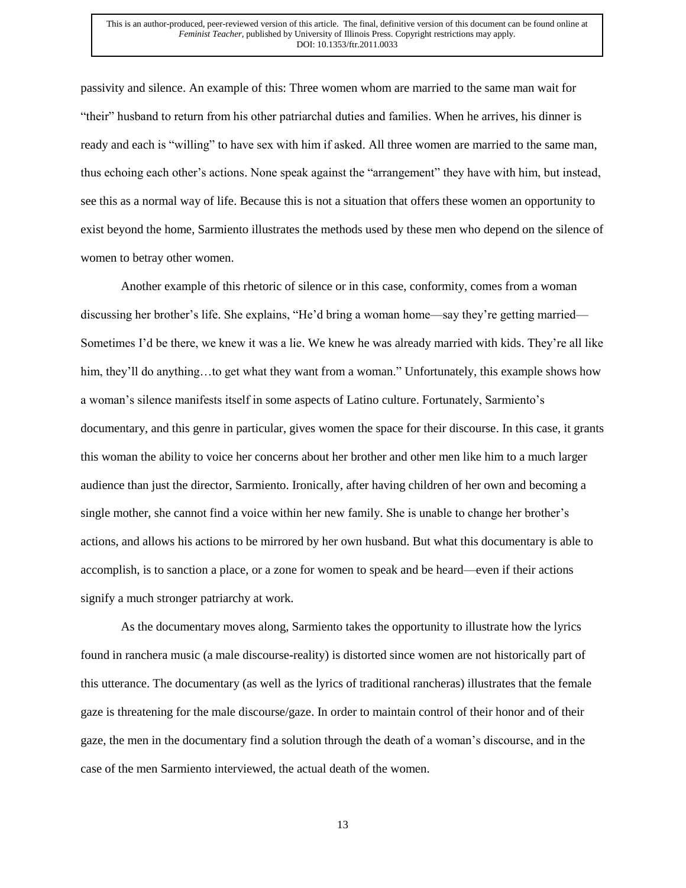passivity and silence. An example of this: Three women whom are married to the same man wait for "their" husband to return from his other patriarchal duties and families. When he arrives, his dinner is ready and each is "willing" to have sex with him if asked. All three women are married to the same man, thus echoing each other's actions. None speak against the "arrangement" they have with him, but instead, see this as a normal way of life. Because this is not a situation that offers these women an opportunity to exist beyond the home, Sarmiento illustrates the methods used by these men who depend on the silence of women to betray other women.

Another example of this rhetoric of silence or in this case, conformity, comes from a woman discussing her brother's life. She explains, "He'd bring a woman home—say they're getting married—Sometimes I'd be there, we knew it was a lie. We knew he was already married with kids. They're all like him, they'll do anything…to get what they want from a woman." Unfortunately, this example shows how a woman's silence manifests itself in some aspects of Latino culture. Fortunately, Sarmiento's documentary, and this genre in particular, gives women the space for their discourse. In this case, it grants this woman the ability to voice her concerns about her brother and other men like him to a much larger audience than just the director, Sarmiento. Ironically, after having children of her own and becoming a single mother, she cannot find a voice within her new family. She is unable to change her brother's actions, and allows his actions to be mirrored by her own husband. But what this documentary is able to accomplish, is to sanction a place, or a zone for women to speak and be heard—even if their actions signify a much stronger patriarchy at work.

As the documentary moves along, Sarmiento takes the opportunity to illustrate how the lyrics found in ranchera music (a male discourse-reality) is distorted since women are not historically part of this utterance. The documentary (as well as the lyrics of traditional rancheras) illustrates that the female gaze is threatening for the male discourse/gaze. In order to maintain control of their honor and of their gaze, the men in the documentary find a solution through the death of a woman's discourse, and in the case of the men Sarmiento interviewed, the actual death of the women.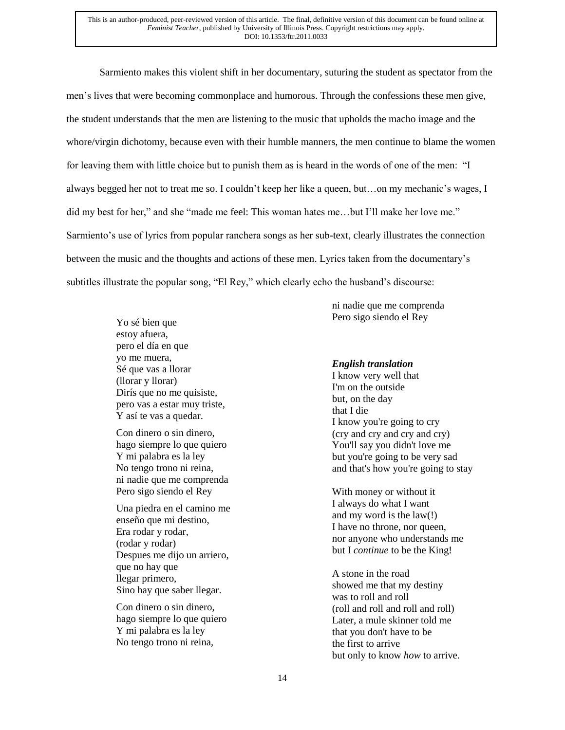Sarmiento makes this violent shift in her documentary, suturing the student as spectator from the men's lives that were becoming commonplace and humorous. Through the confessions these men give, the student understands that the men are listening to the music that upholds the macho image and the whore/virgin dichotomy, because even with their humble manners, the men continue to blame the women for leaving them with little choice but to punish them as is heard in the words of one of the men: "I always begged her not to treat me so. I couldn't keep her like a queen, but…on my mechanic's wages, I did my best for her," and she "made me feel: This woman hates me…but I'll make her love me." Sarmiento's use of lyrics from popular ranchera songs as her sub-text, clearly illustrates the connection between the music and the thoughts and actions of these men. Lyrics taken from the documentary's subtitles illustrate the popular song, "El Rey," which clearly echo the husband's discourse:

Yo sé bien que  
estoy afuera,  
pero el día en que  
yo me muera,  
Sé que vas a llorar  
(llorar y llorar)  
Dirís que no me quisiste,  
pero vas a estar muy triste,  
Y así te vas a quedar.

Con dinero o sin dinero,  
hago siempre lo que quiero  
Y mi palabra es la ley  
No tengo trono ni reina,  
ni nadie que me comprenda  
Pero sigo siendo el Rey

Una piedra en el camino me  
enseño que mi destino,  
Era rodar y rodar,  
(rodar y rodar)  
Despues me dijo un arriero,  
que no hay que  
llegar primero,  
Sino hay que saber llegar.

Con dinero o sin dinero,  
hago siempre lo que quiero  
Y mi palabra es la ley  
No tengo trono ni reina,  
ni nadie que me comprenda  
Pero sigo siendo el Rey

***English translation***  
I know very well that  
I'm on the outside  
but, on the day  
that I die  
I know you're going to cry  
(cry and cry and cry and cry)  
You'll say you didn't love me  
but you're going to be very sad  
and that's how you're going to stay

With money or without it  
I always do what I want  
and my word is the law(!)  
I have no throne, nor queen,  
nor anyone who understands me  
but I *continue* to be the King!

A stone in the road  
showed me that my destiny  
was to roll and roll  
(roll and roll and roll and roll)  
Later, a mule skinner told me  
that you don't have to be  
the first to arrive  
but only to know *how* to arrive.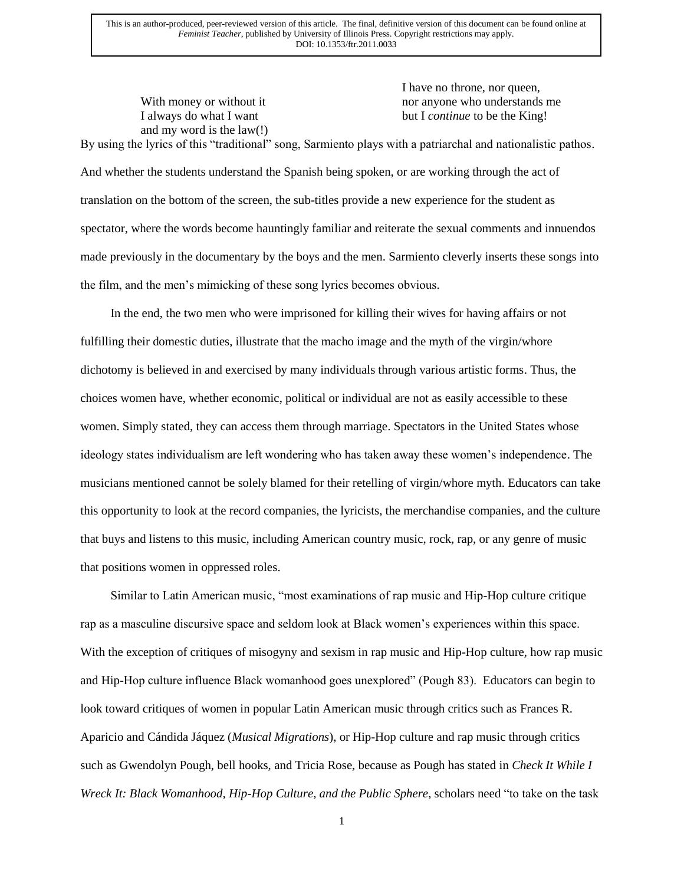With money or without it
I always do what I want
and my word is the law(!)

I have no throne, nor queen,
nor anyone who understands me
but I *continue* to be the King!

By using the lyrics of this "traditional" song, Sarmiento plays with a patriarchal and nationalistic pathos. And whether the students understand the Spanish being spoken, or are working through the act of translation on the bottom of the screen, the sub-titles provide a new experience for the student as spectator, where the words become hauntingly familiar and reiterate the sexual comments and innuendos made previously in the documentary by the boys and the men. Sarmiento cleverly inserts these songs into the film, and the men's mimicking of these song lyrics becomes obvious.

In the end, the two men who were imprisoned for killing their wives for having affairs or not fulfilling their domestic duties, illustrate that the macho image and the myth of the virgin/whore dichotomy is believed in and exercised by many individuals through various artistic forms. Thus, the choices women have, whether economic, political or individual are not as easily accessible to these women. Simply stated, they can access them through marriage. Spectators in the United States whose ideology states individualism are left wondering who has taken away these women's independence. The musicians mentioned cannot be solely blamed for their retelling of virgin/whore myth. Educators can take this opportunity to look at the record companies, the lyricists, the merchandise companies, and the culture that buys and listens to this music, including American country music, rock, rap, or any genre of music that positions women in oppressed roles.

Similar to Latin American music, "most examinations of rap music and Hip-Hop culture critique rap as a masculine discursive space and seldom look at Black women's experiences within this space. With the exception of critiques of misogyny and sexism in rap music and Hip-Hop culture, how rap music and Hip-Hop culture influence Black womanhood goes unexplored" (Pough 83). Educators can begin to look toward critiques of women in popular Latin American music through critics such as Frances R. Aparicio and Cándida Jáquez (*Musical Migrations*), or Hip-Hop culture and rap music through critics such as Gwendolyn Pough, bell hooks, and Tricia Rose, because as Pough has stated in *Check It While I Wreck It: Black Womanhood, Hip-Hop Culture, and the Public Sphere*, scholars need "to take on the task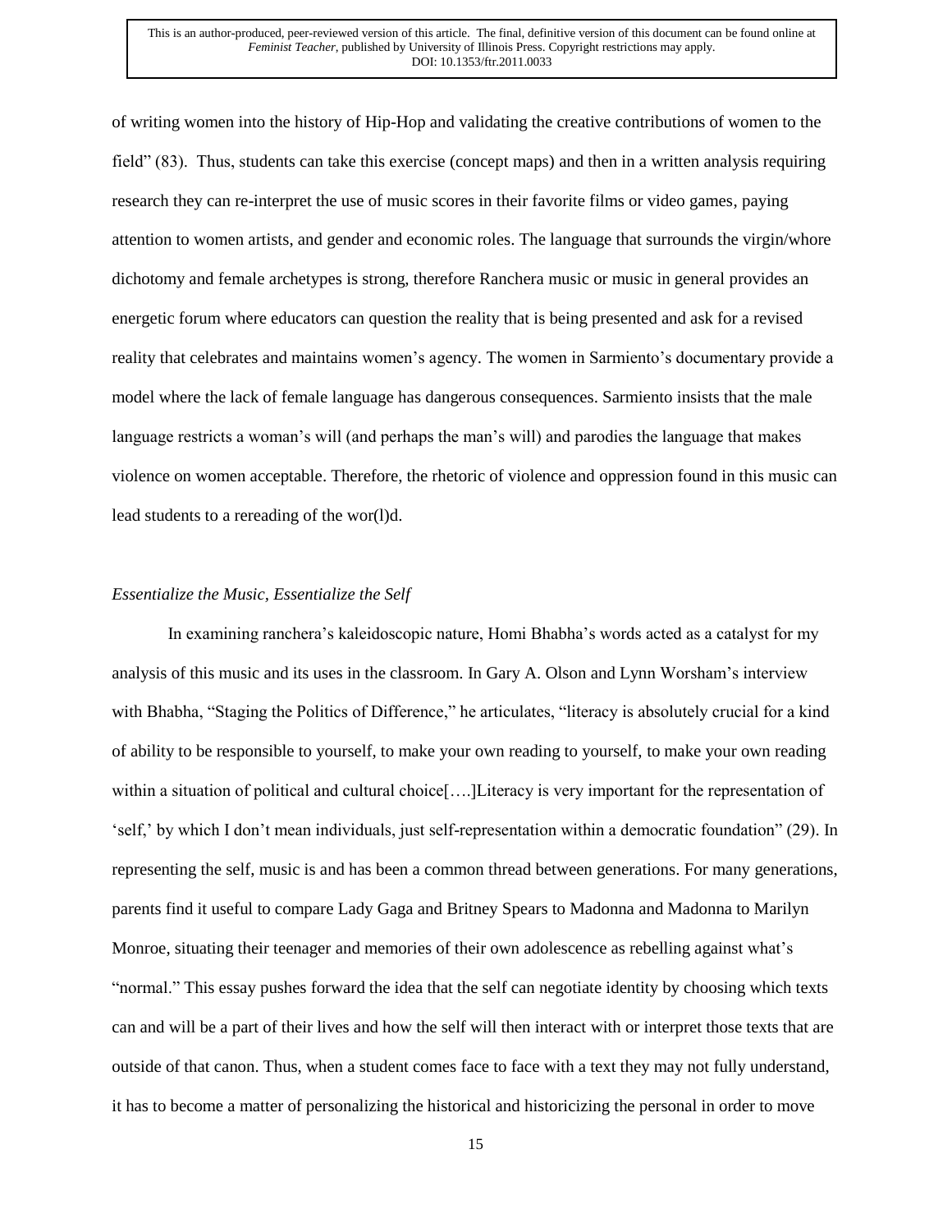of writing women into the history of Hip-Hop and validating the creative contributions of women to the field" (83). Thus, students can take this exercise (concept maps) and then in a written analysis requiring research they can re-interpret the use of music scores in their favorite films or video games, paying attention to women artists, and gender and economic roles. The language that surrounds the virgin/whore dichotomy and female archetypes is strong, therefore Ranchera music or music in general provides an energetic forum where educators can question the reality that is being presented and ask for a revised reality that celebrates and maintains women's agency. The women in Sarmiento's documentary provide a model where the lack of female language has dangerous consequences. Sarmiento insists that the male language restricts a woman's will (and perhaps the man's will) and parodies the language that makes violence on women acceptable. Therefore, the rhetoric of violence and oppression found in this music can lead students to a rereading of the wor(l)d.

*Essentialize the Music, Essentialize the Self*

In examining ranchera's kaleidoscopic nature, Homi Bhabha's words acted as a catalyst for my analysis of this music and its uses in the classroom. In Gary A. Olson and Lynn Worsham's interview with Bhabha, "Staging the Politics of Difference," he articulates, "literacy is absolutely crucial for a kind of ability to be responsible to yourself, to make your own reading to yourself, to make your own reading within a situation of political and cultural choice[….]Literacy is very important for the representation of 'self,' by which I don't mean individuals, just self-representation within a democratic foundation" (29). In representing the self, music is and has been a common thread between generations. For many generations, parents find it useful to compare Lady Gaga and Britney Spears to Madonna and Madonna to Marilyn Monroe, situating their teenager and memories of their own adolescence as rebelling against what's "normal." This essay pushes forward the idea that the self can negotiate identity by choosing which texts can and will be a part of their lives and how the self will then interact with or interpret those texts that are outside of that canon. Thus, when a student comes face to face with a text they may not fully understand, it has to become a matter of personalizing the historical and historicizing the personal in order to move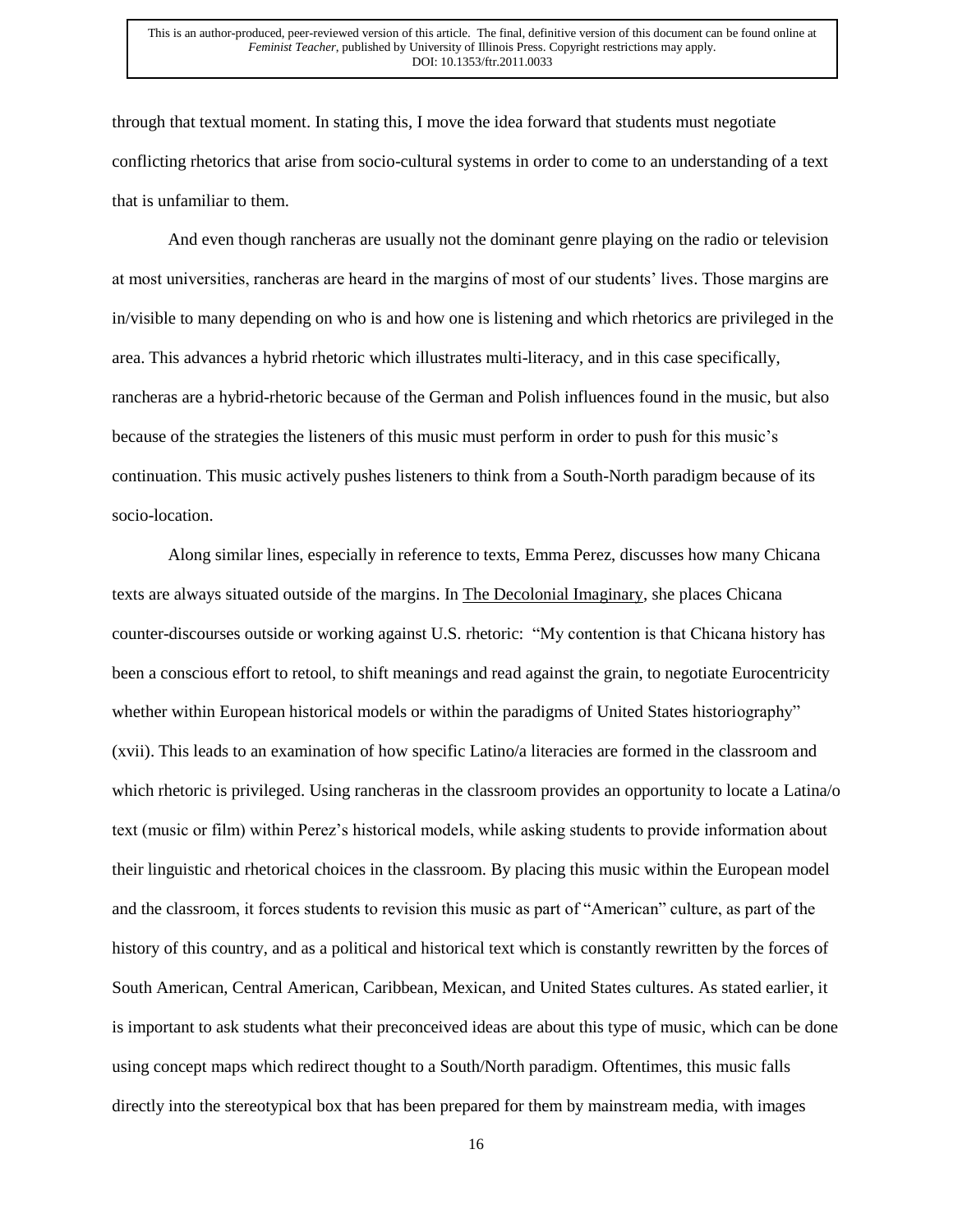through that textual moment. In stating this, I move the idea forward that students must negotiate conflicting rhetorics that arise from socio-cultural systems in order to come to an understanding of a text that is unfamiliar to them.

And even though rancheras are usually not the dominant genre playing on the radio or television at most universities, rancheras are heard in the margins of most of our students' lives. Those margins are in/visible to many depending on who is and how one is listening and which rhetorics are privileged in the area. This advances a hybrid rhetoric which illustrates multi-literacy, and in this case specifically, rancheras are a hybrid-rhetoric because of the German and Polish influences found in the music, but also because of the strategies the listeners of this music must perform in order to push for this music's continuation. This music actively pushes listeners to think from a South-North paradigm because of its socio-location.

Along similar lines, especially in reference to texts, Emma Perez, discusses how many Chicana texts are always situated outside of the margins. In The Decolonial Imaginary, she places Chicana counter-discourses outside or working against U.S. rhetoric: "My contention is that Chicana history has been a conscious effort to retool, to shift meanings and read against the grain, to negotiate Eurocentricity whether within European historical models or within the paradigms of United States historiography" (xvii). This leads to an examination of how specific Latino/a literacies are formed in the classroom and which rhetoric is privileged. Using rancheras in the classroom provides an opportunity to locate a Latina/o text (music or film) within Perez's historical models, while asking students to provide information about their linguistic and rhetorical choices in the classroom. By placing this music within the European model and the classroom, it forces students to revision this music as part of "American" culture, as part of the history of this country, and as a political and historical text which is constantly rewritten by the forces of South American, Central American, Caribbean, Mexican, and United States cultures. As stated earlier, it is important to ask students what their preconceived ideas are about this type of music, which can be done using concept maps which redirect thought to a South/North paradigm. Oftentimes, this music falls directly into the stereotypical box that has been prepared for them by mainstream media, with images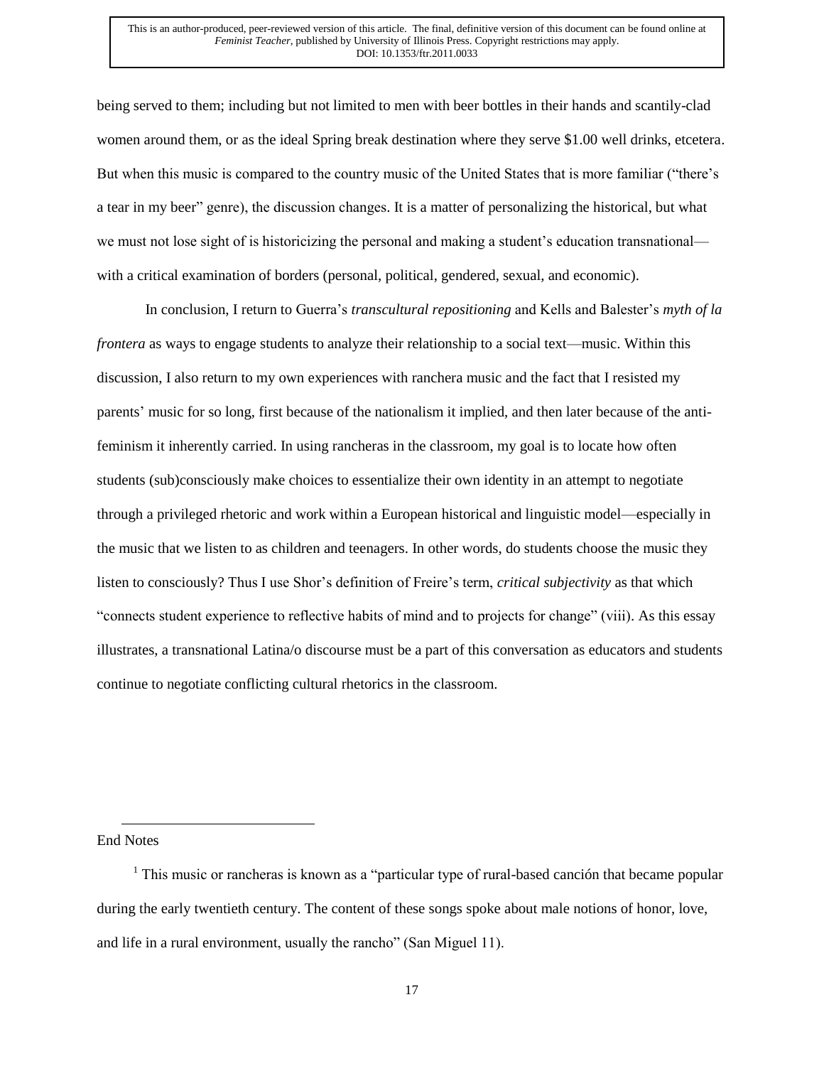being served to them; including but not limited to men with beer bottles in their hands and scantily-clad women around them, or as the ideal Spring break destination where they serve $1.00 well drinks, etcetera. But when this music is compared to the country music of the United States that is more familiar ("there's a tear in my beer" genre), the discussion changes. It is a matter of personalizing the historical, but what we must not lose sight of is historicizing the personal and making a student's education transnational—with a critical examination of borders (personal, political, gendered, sexual, and economic).

In conclusion, I return to Guerra's *transcultural repositioning* and Kells and Balester's *myth of la frontera* as ways to engage students to analyze their relationship to a social text—music. Within this discussion, I also return to my own experiences with ranchera music and the fact that I resisted my parents' music for so long, first because of the nationalism it implied, and then later because of the anti-feminism it inherently carried. In using rancheras in the classroom, my goal is to locate how often students (sub)consciously make choices to essentialize their own identity in an attempt to negotiate through a privileged rhetoric and work within a European historical and linguistic model—especially in the music that we listen to as children and teenagers. In other words, do students choose the music they listen to consciously? Thus I use Shor's definition of Freire's term, *critical subjectivity* as that which "connects student experience to reflective habits of mind and to projects for change" (viii). As this essay illustrates, a transnational Latina/o discourse must be a part of this conversation as educators and students continue to negotiate conflicting cultural rhetorics in the classroom.

End Notes

[1] This music or rancheras is known as a "particular type of rural-based canción that became popular during the early twentieth century. The content of these songs spoke about male notions of honor, love, and life in a rural environment, usually the rancho" (San Miguel 11).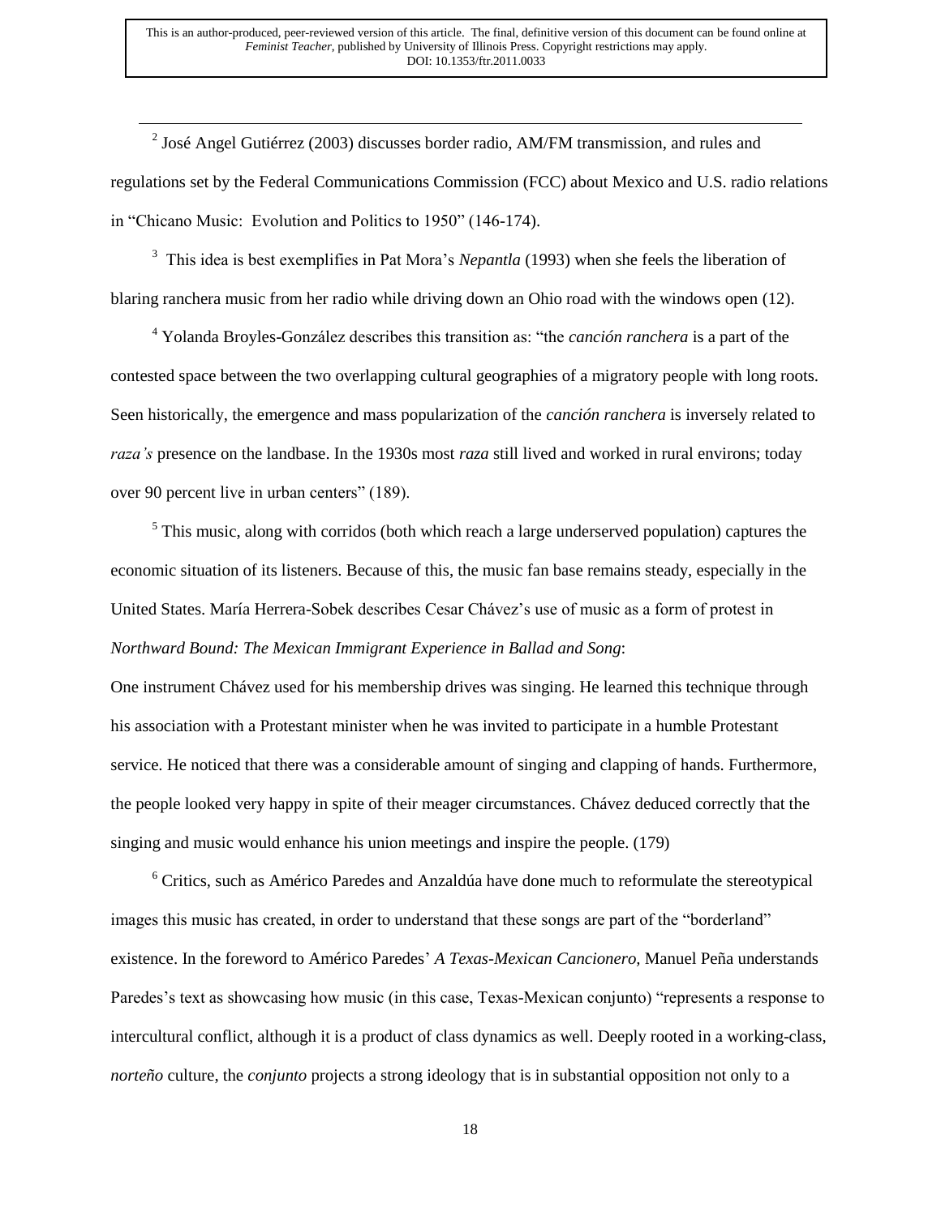[2] José Angel Gutiérrez (2003) discusses border radio, AM/FM transmission, and rules and regulations set by the Federal Communications Commission (FCC) about Mexico and U.S. radio relations in "Chicano Music: Evolution and Politics to 1950" (146-174).

[3] This idea is best exemplifies in Pat Mora's *Nepantla* (1993) when she feels the liberation of blaring ranchera music from her radio while driving down an Ohio road with the windows open (12).

[4] Yolanda Broyles-González describes this transition as: "the *canción ranchera* is a part of the contested space between the two overlapping cultural geographies of a migratory people with long roots. Seen historically, the emergence and mass popularization of the *canción ranchera* is inversely related to *raza's* presence on the landbase. In the 1930s most *raza* still lived and worked in rural environs; today over 90 percent live in urban centers" (189).

[5] This music, along with corridos (both which reach a large underserved population) captures the economic situation of its listeners. Because of this, the music fan base remains steady, especially in the United States. María Herrera-Sobek describes Cesar Chávez's use of music as a form of protest in *Northward Bound: The Mexican Immigrant Experience in Ballad and Song*:

One instrument Chávez used for his membership drives was singing. He learned this technique through his association with a Protestant minister when he was invited to participate in a humble Protestant service. He noticed that there was a considerable amount of singing and clapping of hands. Furthermore, the people looked very happy in spite of their meager circumstances. Chávez deduced correctly that the singing and music would enhance his union meetings and inspire the people. (179)

[6] Critics, such as Américo Paredes and Anzaldúa have done much to reformulate the stereotypical images this music has created, in order to understand that these songs are part of the "borderland" existence. In the foreword to Américo Paredes' *A Texas-Mexican Cancionero*, Manuel Peña understands Paredes's text as showcasing how music (in this case, Texas-Mexican conjunto) "represents a response to intercultural conflict, although it is a product of class dynamics as well. Deeply rooted in a working-class, *norteño* culture, the *conjunto* projects a strong ideology that is in substantial opposition not only to a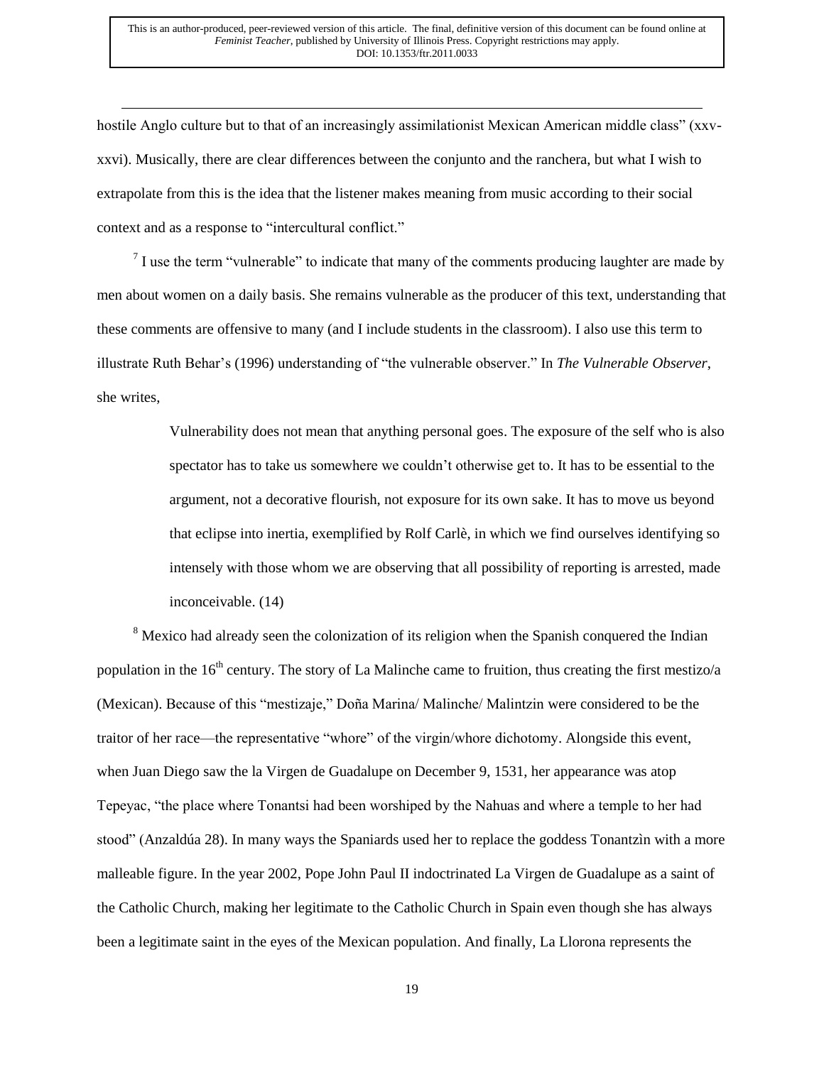hostile Anglo culture but to that of an increasingly assimilationist Mexican American middle class" (xxv-xxvi). Musically, there are clear differences between the conjunto and the ranchera, but what I wish to extrapolate from this is the idea that the listener makes meaning from music according to their social context and as a response to "intercultural conflict."

[7] I use the term "vulnerable" to indicate that many of the comments producing laughter are made by men about women on a daily basis. She remains vulnerable as the producer of this text, understanding that these comments are offensive to many (and I include students in the classroom). I also use this term to illustrate Ruth Behar's (1996) understanding of "the vulnerable observer." In *The Vulnerable Observer*, she writes,

> Vulnerability does not mean that anything personal goes. The exposure of the self who is also spectator has to take us somewhere we couldn't otherwise get to. It has to be essential to the argument, not a decorative flourish, not exposure for its own sake. It has to move us beyond that eclipse into inertia, exemplified by Rolf Carlè, in which we find ourselves identifying so intensely with those whom we are observing that all possibility of reporting is arrested, made inconceivable. (14)

[8] Mexico had already seen the colonization of its religion when the Spanish conquered the Indian population in the 16th century. The story of La Malinche came to fruition, thus creating the first mestizo/a (Mexican). Because of this "mestizaje," Doña Marina/ Malinche/ Malintzin were considered to be the traitor of her race—the representative "whore" of the virgin/whore dichotomy. Alongside this event, when Juan Diego saw the la Virgen de Guadalupe on December 9, 1531, her appearance was atop Tepeyac, "the place where Tonantsi had been worshiped by the Nahuas and where a temple to her had stood" (Anzaldúa 28). In many ways the Spaniards used her to replace the goddess Tonantzìn with a more malleable figure. In the year 2002, Pope John Paul II indoctrinated La Virgen de Guadalupe as a saint of the Catholic Church, making her legitimate to the Catholic Church in Spain even though she has always been a legitimate saint in the eyes of the Mexican population. And finally, La Llorona represents the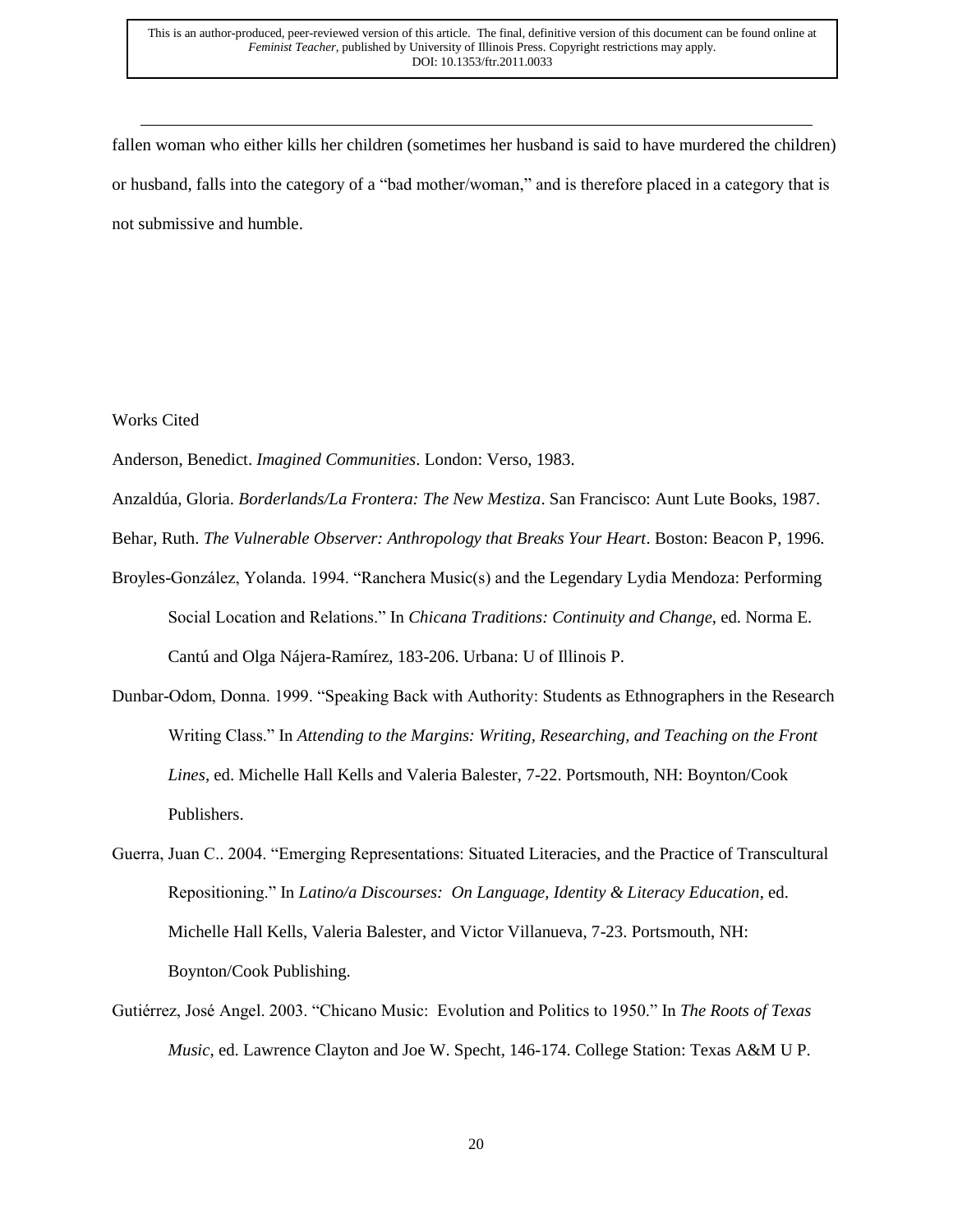fallen woman who either kills her children (sometimes her husband is said to have murdered the children) or husband, falls into the category of a "bad mother/woman," and is therefore placed in a category that is not submissive and humble.

Works Cited

Anderson, Benedict. *Imagined Communities*. London: Verso, 1983.

Anzaldúa, Gloria. *Borderlands/La Frontera: The New Mestiza*. San Francisco: Aunt Lute Books, 1987.

Behar, Ruth. *The Vulnerable Observer: Anthropology that Breaks Your Heart*. Boston: Beacon P, 1996.

Broyles-González, Yolanda. 1994. "Ranchera Music(s) and the Legendary Lydia Mendoza: Performing Social Location and Relations." In *Chicana Traditions: Continuity and Change*, ed. Norma E. Cantú and Olga Nájera-Ramírez, 183-206. Urbana: U of Illinois P.

Dunbar-Odom, Donna. 1999. "Speaking Back with Authority: Students as Ethnographers in the Research Writing Class." In *Attending to the Margins: Writing, Researching, and Teaching on the Front Lines*, ed. Michelle Hall Kells and Valeria Balester, 7-22. Portsmouth, NH: Boynton/Cook Publishers.

Guerra, Juan C.. 2004. "Emerging Representations: Situated Literacies, and the Practice of Transcultural Repositioning." In *Latino/a Discourses: On Language, Identity & Literacy Education*, ed. Michelle Hall Kells, Valeria Balester, and Victor Villanueva, 7-23. Portsmouth, NH: Boynton/Cook Publishing.

Gutiérrez, José Angel. 2003. "Chicano Music: Evolution and Politics to 1950." In *The Roots of Texas Music*, ed. Lawrence Clayton and Joe W. Specht, 146-174. College Station: Texas A&M U P.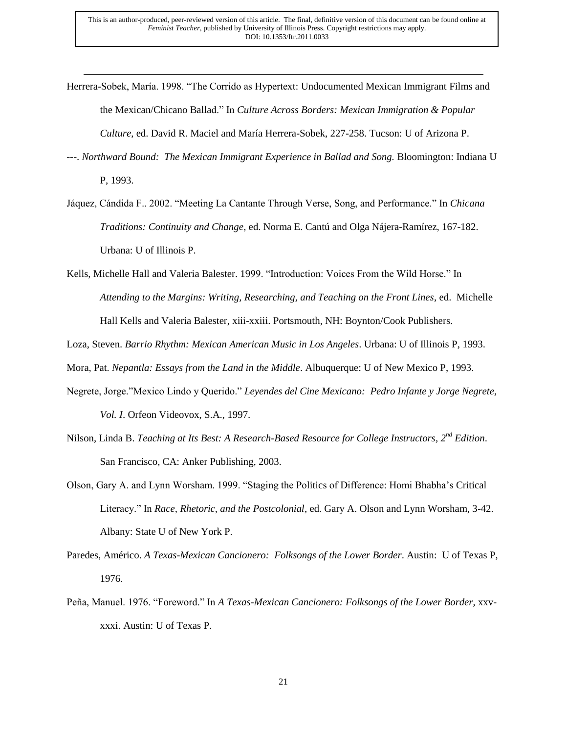Herrera-Sobek, María. 1998. "The Corrido as Hypertext: Undocumented Mexican Immigrant Films and the Mexican/Chicano Ballad." In *Culture Across Borders: Mexican Immigration & Popular Culture*, ed. David R. Maciel and María Herrera-Sobek, 227-258. Tucson: U of Arizona P.

---. *Northward Bound: The Mexican Immigrant Experience in Ballad and Song.* Bloomington: Indiana U P, 1993.

Jáquez, Cándida F.. 2002. "Meeting La Cantante Through Verse, Song, and Performance." In *Chicana Traditions: Continuity and Change*, ed. Norma E. Cantú and Olga Nájera-Ramírez, 167-182. Urbana: U of Illinois P.

Kells, Michelle Hall and Valeria Balester. 1999. "Introduction: Voices From the Wild Horse." In *Attending to the Margins: Writing, Researching, and Teaching on the Front Lines*, ed. Michelle Hall Kells and Valeria Balester, xiii-xxiii. Portsmouth, NH: Boynton/Cook Publishers.

Loza, Steven. *Barrio Rhythm: Mexican American Music in Los Angeles*. Urbana: U of Illinois P, 1993.

Mora, Pat. *Nepantla: Essays from the Land in the Middle*. Albuquerque: U of New Mexico P, 1993.

Negrete, Jorge."Mexico Lindo y Querido." *Leyendes del Cine Mexicano: Pedro Infante y Jorge Negrete, Vol. I*. Orfeon Videovox, S.A., 1997.

Nilson, Linda B. *Teaching at Its Best: A Research-Based Resource for College Instructors, 2nd Edition*. San Francisco, CA: Anker Publishing, 2003.

Olson, Gary A. and Lynn Worsham. 1999. "Staging the Politics of Difference: Homi Bhabha's Critical Literacy." In *Race, Rhetoric, and the Postcolonial*, ed. Gary A. Olson and Lynn Worsham, 3-42. Albany: State U of New York P.

Paredes, Américo. *A Texas-Mexican Cancionero: Folksongs of the Lower Border*. Austin: U of Texas P, 1976.

Peña, Manuel. 1976. "Foreword." In *A Texas-Mexican Cancionero: Folksongs of the Lower Border*, xxv-xxxi. Austin: U of Texas P.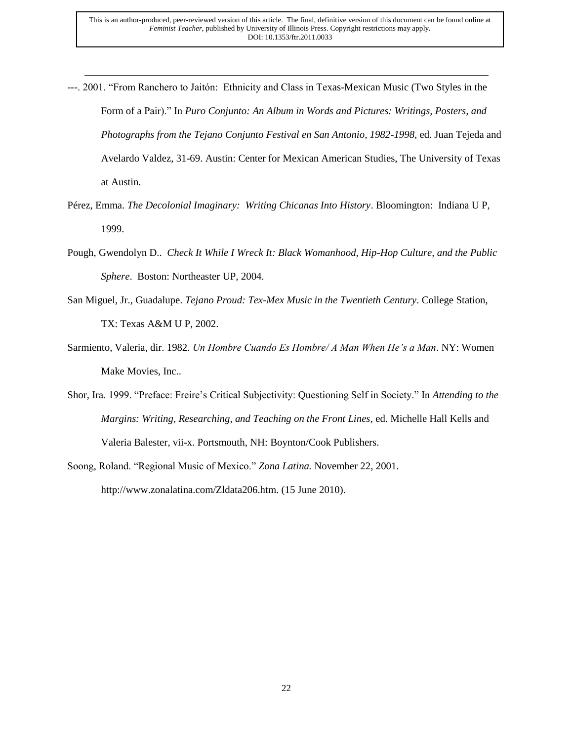---. 2001. "From Ranchero to Jaitón: Ethnicity and Class in Texas-Mexican Music (Two Styles in the Form of a Pair)." In *Puro Conjunto: An Album in Words and Pictures: Writings, Posters, and Photographs from the Tejano Conjunto Festival en San Antonio, 1982-1998*, ed. Juan Tejeda and Avelardo Valdez, 31-69. Austin: Center for Mexican American Studies, The University of Texas at Austin.

Pérez, Emma. *The Decolonial Imaginary: Writing Chicanas Into History*. Bloomington: Indiana U P, 1999.

Pough, Gwendolyn D.. *Check It While I Wreck It: Black Womanhood, Hip-Hop Culture, and the Public Sphere*. Boston: Northeaster UP, 2004.

San Miguel, Jr., Guadalupe. *Tejano Proud: Tex-Mex Music in the Twentieth Century*. College Station, TX: Texas A&M U P, 2002.

Sarmiento, Valeria, dir. 1982. *Un Hombre Cuando Es Hombre/ A Man When He's a Man*. NY: Women Make Movies, Inc..

Shor, Ira. 1999. "Preface: Freire's Critical Subjectivity: Questioning Self in Society." In *Attending to the Margins: Writing, Researching, and Teaching on the Front Lines*, ed. Michelle Hall Kells and Valeria Balester, vii-x. Portsmouth, NH: Boynton/Cook Publishers.

Soong, Roland. "Regional Music of Mexico." *Zona Latina.* November 22, 2001. http://www.zonalatina.com/Zldata206.htm. (15 June 2010).